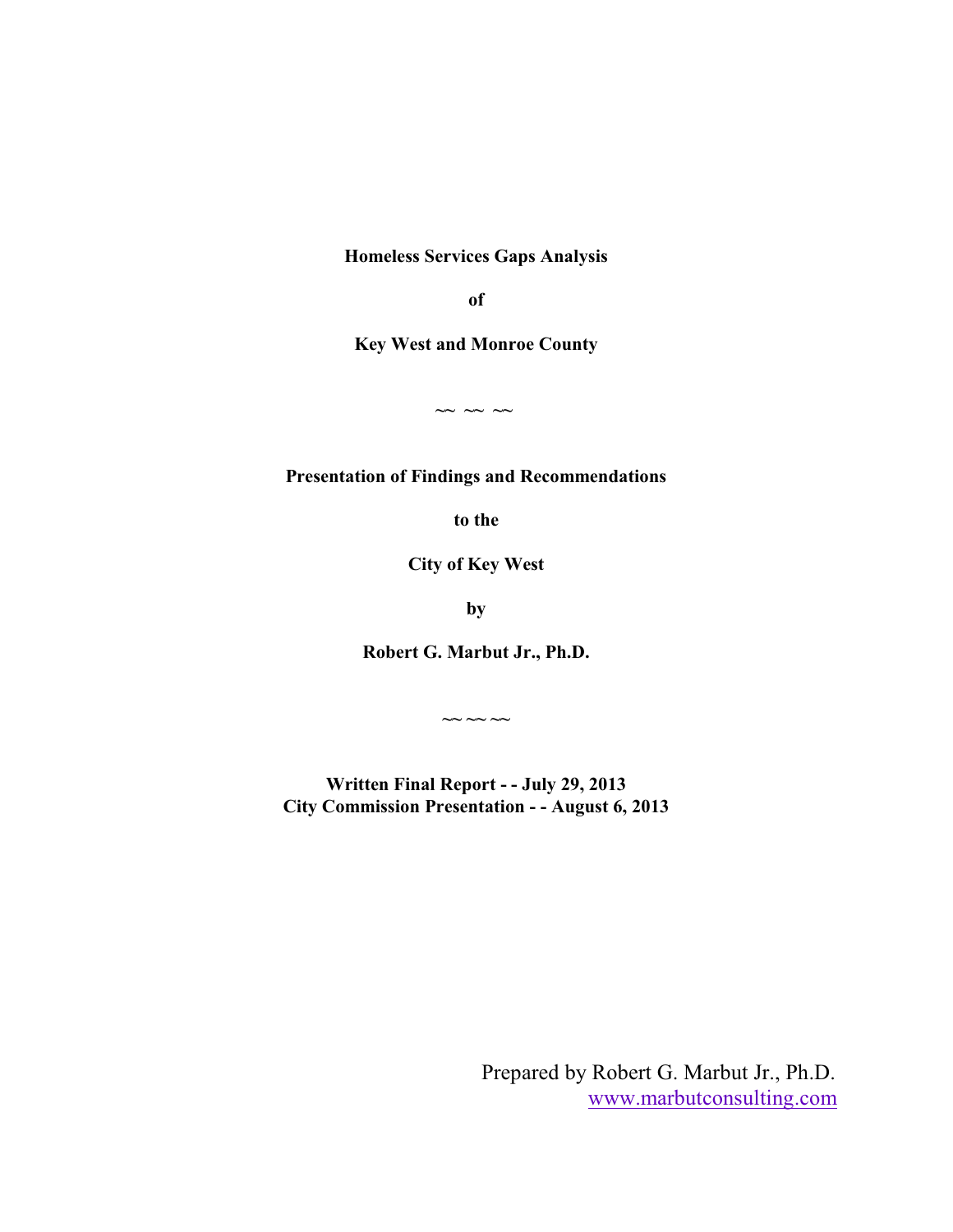**Homeless Services Gaps Analysis**

**of**

**Key West and Monroe County**

~~ ~~ ~~

**Presentation of Findings and Recommendations**

**to the**

**City of Key West**

**by**

**Robert G. Marbut Jr., Ph.D.**

~~ ~~ ~~

**Written Final Report - - July 29, 2013**
**City Commission Presentation - - August 6, 2013**

Prepared by Robert G. Marbut Jr., Ph.D.
www.marbutconsulting.com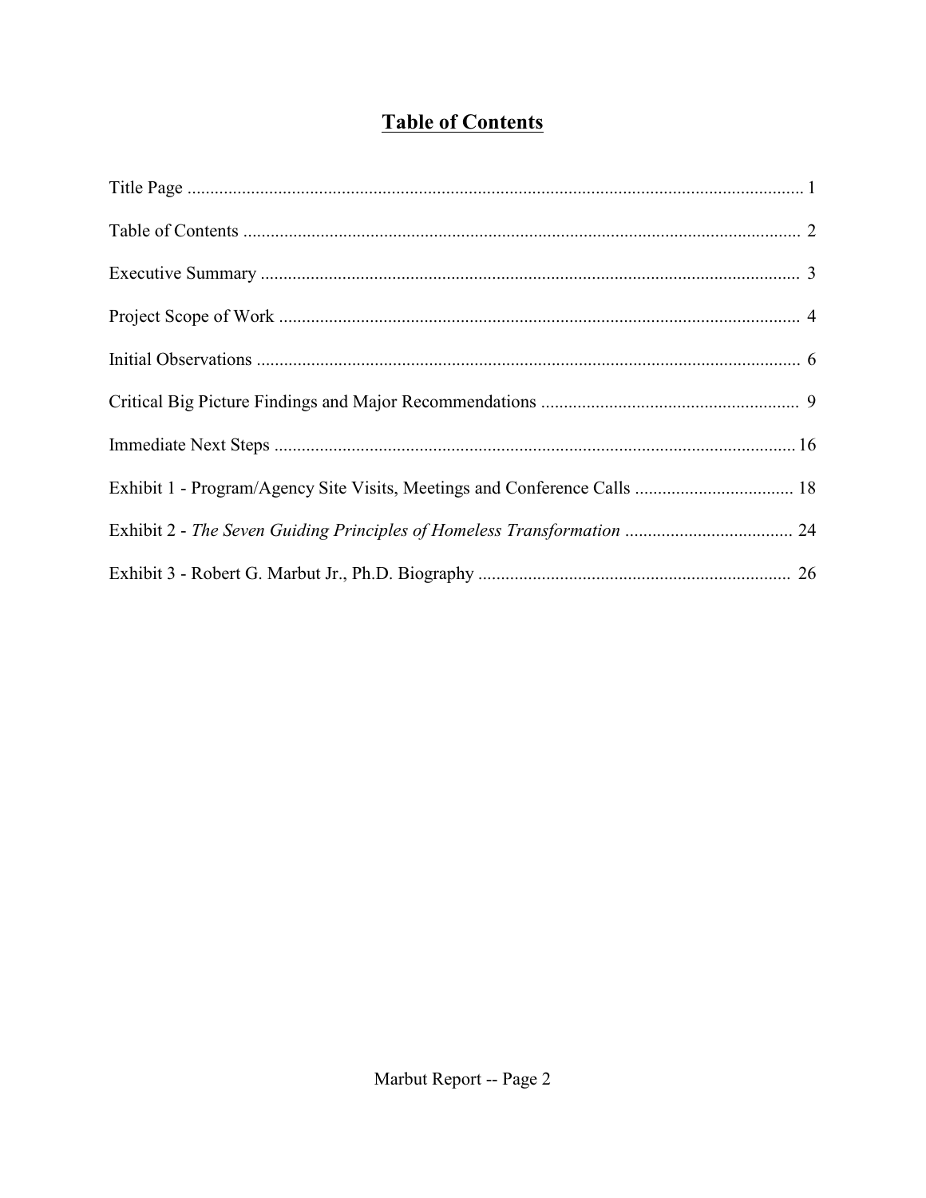# Table of Contents

Title Page ........................................................................................................................ 1

Table of Contents ............................................................................................................ 2

Executive Summary ........................................................................................................ 3

Project Scope of Work .................................................................................................... 4

Initial Observations ......................................................................................................... 6

Critical Big Picture Findings and Major Recommendations ......................................... 9

Immediate Next Steps .................................................................................................... 16

Exhibit 1 - Program/Agency Site Visits, Meetings and Conference Calls ................................... 18

Exhibit 2 - *The Seven Guiding Principles of Homeless Transformation* ..................................... 24

Exhibit 3 - Robert G. Marbut Jr., Ph.D. Biography ..................................................................... 26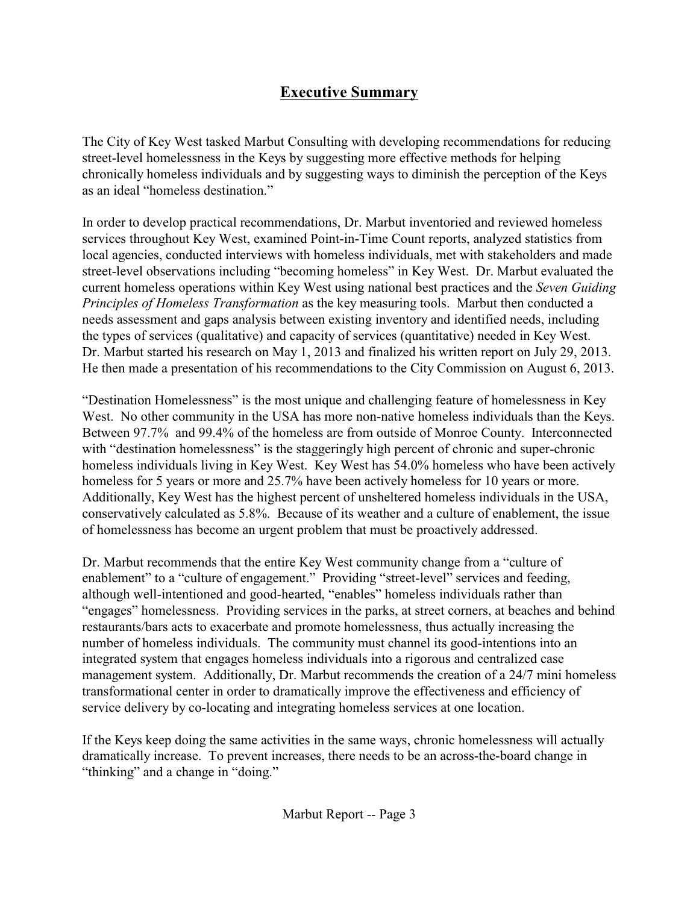# Executive Summary

The City of Key West tasked Marbut Consulting with developing recommendations for reducing street-level homelessness in the Keys by suggesting more effective methods for helping chronically homeless individuals and by suggesting ways to diminish the perception of the Keys as an ideal "homeless destination."

In order to develop practical recommendations, Dr. Marbut inventoried and reviewed homeless services throughout Key West, examined Point-in-Time Count reports, analyzed statistics from local agencies, conducted interviews with homeless individuals, met with stakeholders and made street-level observations including "becoming homeless" in Key West. Dr. Marbut evaluated the current homeless operations within Key West using national best practices and the *Seven Guiding Principles of Homeless Transformation* as the key measuring tools. Marbut then conducted a needs assessment and gaps analysis between existing inventory and identified needs, including the types of services (qualitative) and capacity of services (quantitative) needed in Key West. Dr. Marbut started his research on May 1, 2013 and finalized his written report on July 29, 2013. He then made a presentation of his recommendations to the City Commission on August 6, 2013.

"Destination Homelessness" is the most unique and challenging feature of homelessness in Key West. No other community in the USA has more non-native homeless individuals than the Keys. Between 97.7% and 99.4% of the homeless are from outside of Monroe County. Interconnected with "destination homelessness" is the staggeringly high percent of chronic and super-chronic homeless individuals living in Key West. Key West has 54.0% homeless who have been actively homeless for 5 years or more and 25.7% have been actively homeless for 10 years or more. Additionally, Key West has the highest percent of unsheltered homeless individuals in the USA, conservatively calculated as 5.8%. Because of its weather and a culture of enablement, the issue of homelessness has become an urgent problem that must be proactively addressed.

Dr. Marbut recommends that the entire Key West community change from a "culture of enablement" to a "culture of engagement." Providing "street-level" services and feeding, although well-intentioned and good-hearted, "enables" homeless individuals rather than "engages" homelessness. Providing services in the parks, at street corners, at beaches and behind restaurants/bars acts to exacerbate and promote homelessness, thus actually increasing the number of homeless individuals. The community must channel its good-intentions into an integrated system that engages homeless individuals into a rigorous and centralized case management system. Additionally, Dr. Marbut recommends the creation of a 24/7 mini homeless transformational center in order to dramatically improve the effectiveness and efficiency of service delivery by co-locating and integrating homeless services at one location.

If the Keys keep doing the same activities in the same ways, chronic homelessness will actually dramatically increase. To prevent increases, there needs to be an across-the-board change in "thinking" and a change in "doing."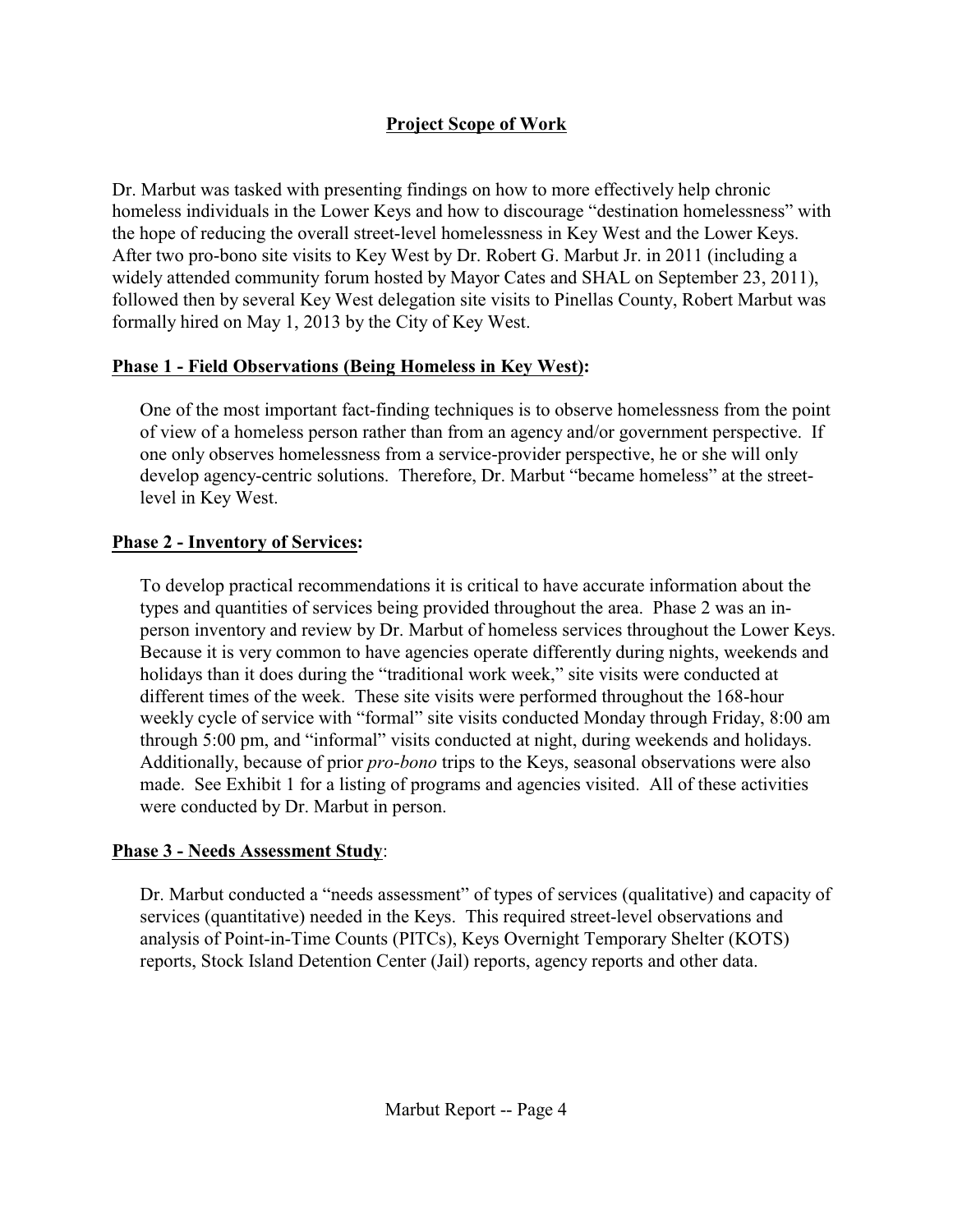## Project Scope of Work

Dr. Marbut was tasked with presenting findings on how to more effectively help chronic homeless individuals in the Lower Keys and how to discourage "destination homelessness" with the hope of reducing the overall street-level homelessness in Key West and the Lower Keys. After two pro-bono site visits to Key West by Dr. Robert G. Marbut Jr. in 2011 (including a widely attended community forum hosted by Mayor Cates and SHAL on September 23, 2011), followed then by several Key West delegation site visits to Pinellas County, Robert Marbut was formally hired on May 1, 2013 by the City of Key West.

### Phase 1 - Field Observations (Being Homeless in Key West):

One of the most important fact-finding techniques is to observe homelessness from the point of view of a homeless person rather than from an agency and/or government perspective. If one only observes homelessness from a service-provider perspective, he or she will only develop agency-centric solutions. Therefore, Dr. Marbut "became homeless" at the street-level in Key West.

### Phase 2 - Inventory of Services:

To develop practical recommendations it is critical to have accurate information about the types and quantities of services being provided throughout the area. Phase 2 was an in-person inventory and review by Dr. Marbut of homeless services throughout the Lower Keys. Because it is very common to have agencies operate differently during nights, weekends and holidays than it does during the "traditional work week," site visits were conducted at different times of the week. These site visits were performed throughout the 168-hour weekly cycle of service with "formal" site visits conducted Monday through Friday, 8:00 am through 5:00 pm, and "informal" visits conducted at night, during weekends and holidays. Additionally, because of prior *pro-bono* trips to the Keys, seasonal observations were also made. See Exhibit 1 for a listing of programs and agencies visited. All of these activities were conducted by Dr. Marbut in person.

### Phase 3 - Needs Assessment Study:

Dr. Marbut conducted a "needs assessment" of types of services (qualitative) and capacity of services (quantitative) needed in the Keys. This required street-level observations and analysis of Point-in-Time Counts (PITCs), Keys Overnight Temporary Shelter (KOTS) reports, Stock Island Detention Center (Jail) reports, agency reports and other data.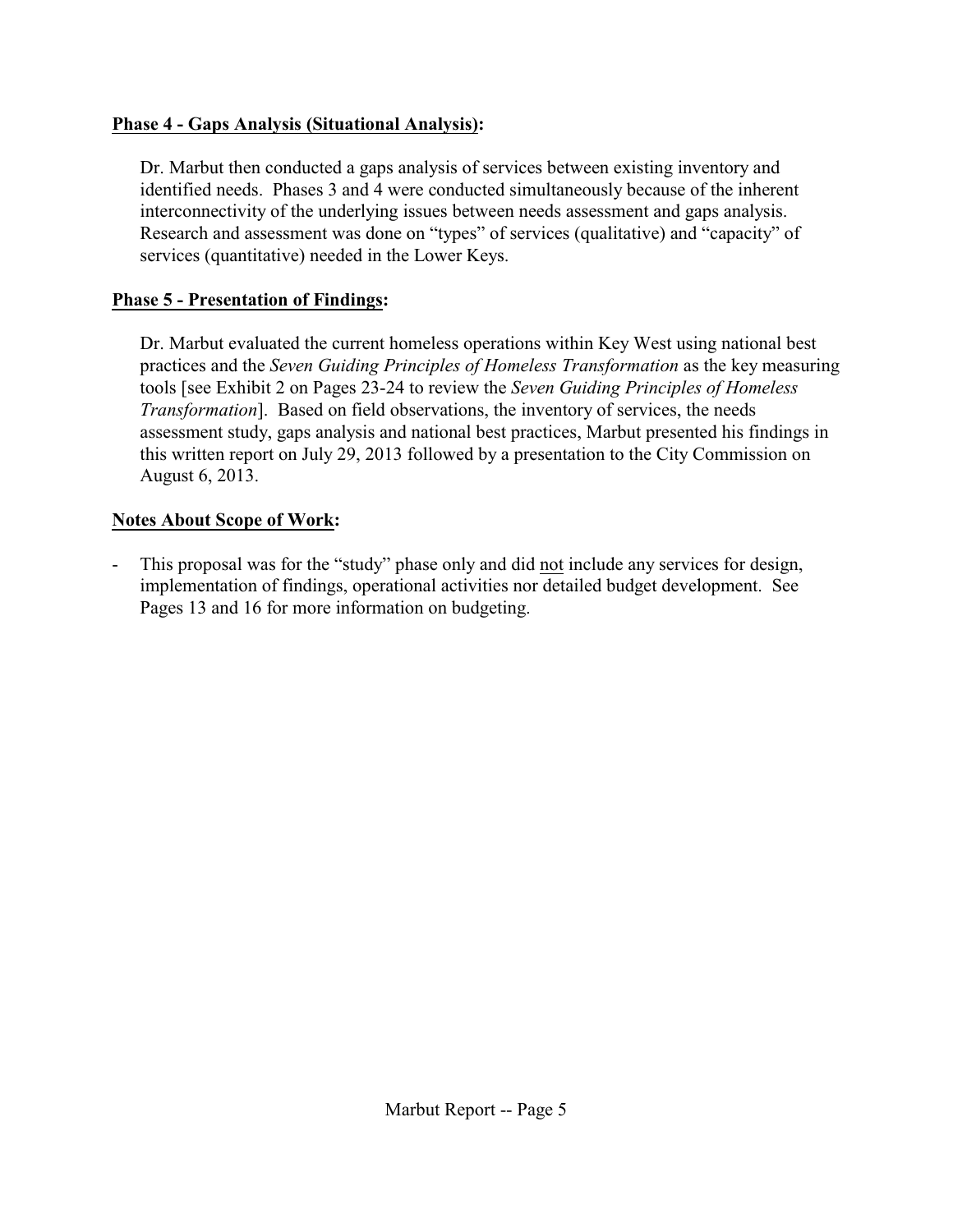**Phase 4 - Gaps Analysis (Situational Analysis):**

Dr. Marbut then conducted a gaps analysis of services between existing inventory and identified needs. Phases 3 and 4 were conducted simultaneously because of the inherent interconnectivity of the underlying issues between needs assessment and gaps analysis. Research and assessment was done on "types" of services (qualitative) and "capacity" of services (quantitative) needed in the Lower Keys.

**Phase 5 - Presentation of Findings:**

Dr. Marbut evaluated the current homeless operations within Key West using national best practices and the *Seven Guiding Principles of Homeless Transformation* as the key measuring tools [see Exhibit 2 on Pages 23-24 to review the *Seven Guiding Principles of Homeless Transformation*]. Based on field observations, the inventory of services, the needs assessment study, gaps analysis and national best practices, Marbut presented his findings in this written report on July 29, 2013 followed by a presentation to the City Commission on August 6, 2013.

**Notes About Scope of Work:**

- This proposal was for the "study" phase only and did not include any services for design, implementation of findings, operational activities nor detailed budget development. See Pages 13 and 16 for more information on budgeting.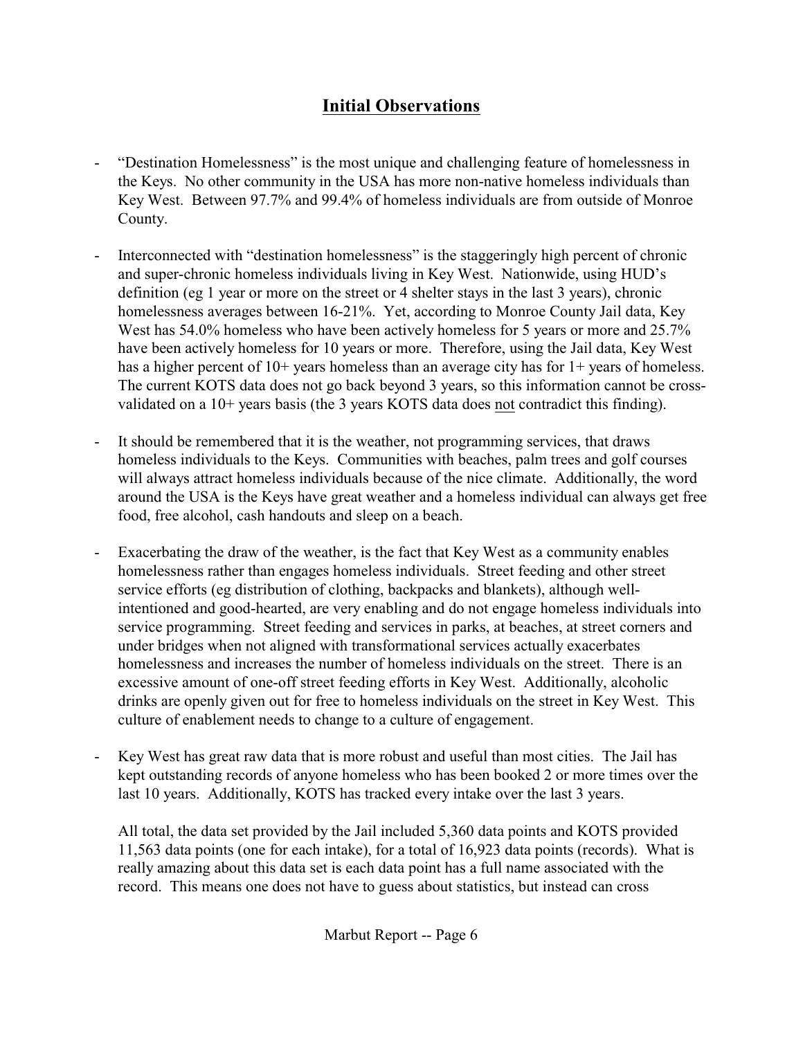## Initial Observations

- "Destination Homelessness" is the most unique and challenging feature of homelessness in the Keys. No other community in the USA has more non-native homeless individuals than Key West. Between 97.7% and 99.4% of homeless individuals are from outside of Monroe County.

- Interconnected with "destination homelessness" is the staggeringly high percent of chronic and super-chronic homeless individuals living in Key West. Nationwide, using HUD's definition (eg 1 year or more on the street or 4 shelter stays in the last 3 years), chronic homelessness averages between 16-21%. Yet, according to Monroe County Jail data, Key West has 54.0% homeless who have been actively homeless for 5 years or more and 25.7% have been actively homeless for 10 years or more. Therefore, using the Jail data, Key West has a higher percent of 10+ years homeless than an average city has for 1+ years of homeless. The current KOTS data does not go back beyond 3 years, so this information cannot be cross-validated on a 10+ years basis (the 3 years KOTS data does <u>not</u> contradict this finding).

- It should be remembered that it is the weather, not programming services, that draws homeless individuals to the Keys. Communities with beaches, palm trees and golf courses will always attract homeless individuals because of the nice climate. Additionally, the word around the USA is the Keys have great weather and a homeless individual can always get free food, free alcohol, cash handouts and sleep on a beach.

- Exacerbating the draw of the weather, is the fact that Key West as a community enables homelessness rather than engages homeless individuals. Street feeding and other street service efforts (eg distribution of clothing, backpacks and blankets), although well-intentioned and good-hearted, are very enabling and do not engage homeless individuals into service programming. Street feeding and services in parks, at beaches, at street corners and under bridges when not aligned with transformational services actually exacerbates homelessness and increases the number of homeless individuals on the street. There is an excessive amount of one-off street feeding efforts in Key West. Additionally, alcoholic drinks are openly given out for free to homeless individuals on the street in Key West. This culture of enablement needs to change to a culture of engagement.

- Key West has great raw data that is more robust and useful than most cities. The Jail has kept outstanding records of anyone homeless who has been booked 2 or more times over the last 10 years. Additionally, KOTS has tracked every intake over the last 3 years.

  All total, the data set provided by the Jail included 5,360 data points and KOTS provided 11,563 data points (one for each intake), for a total of 16,923 data points (records). What is really amazing about this data set is each data point has a full name associated with the record. This means one does not have to guess about statistics, but instead can cross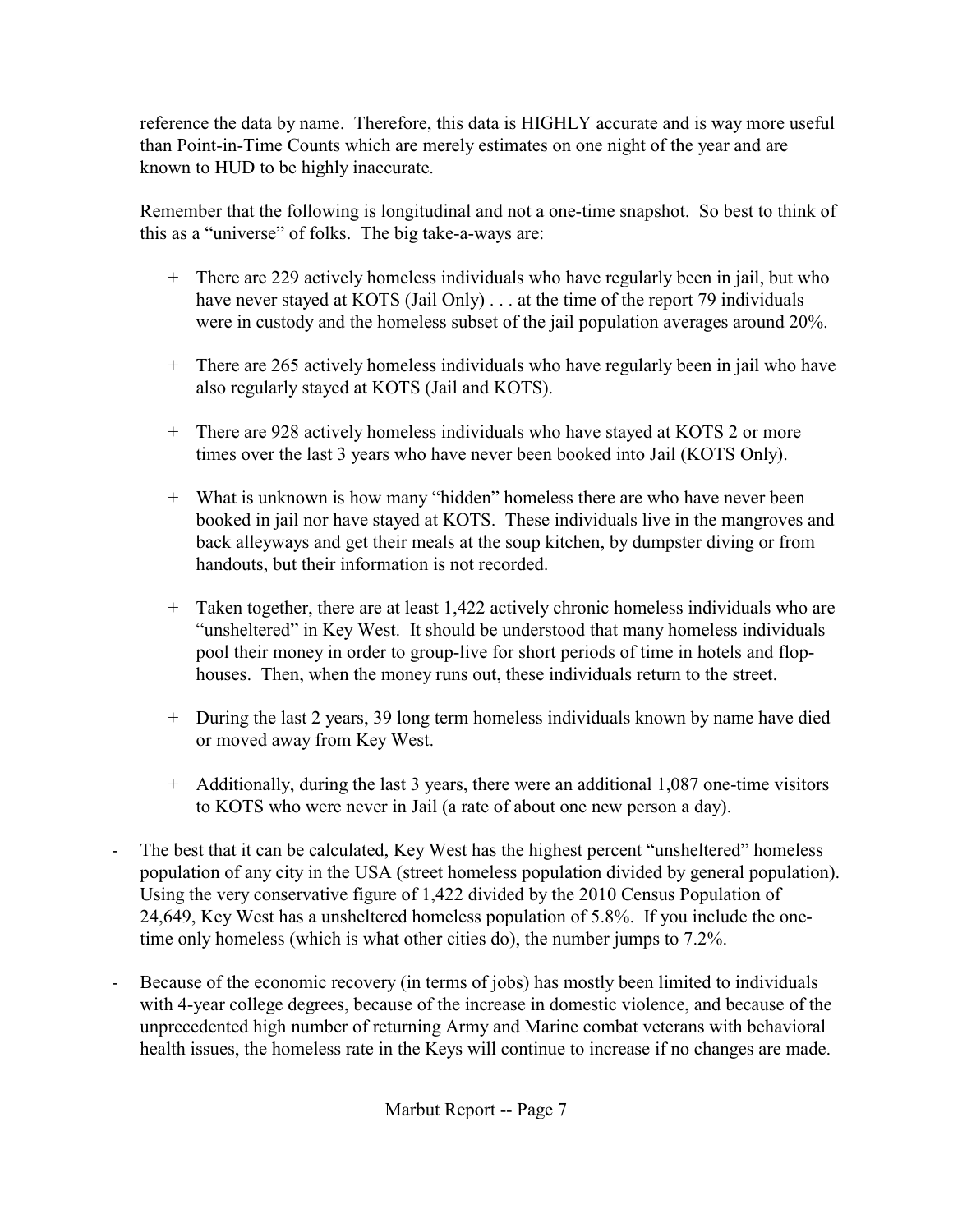reference the data by name. Therefore, this data is HIGHLY accurate and is way more useful than Point-in-Time Counts which are merely estimates on one night of the year and are known to HUD to be highly inaccurate.

Remember that the following is longitudinal and not a one-time snapshot. So best to think of this as a "universe" of folks. The big take-a-ways are:

+ There are 229 actively homeless individuals who have regularly been in jail, but who have never stayed at KOTS (Jail Only) . . . at the time of the report 79 individuals were in custody and the homeless subset of the jail population averages around 20%.

+ There are 265 actively homeless individuals who have regularly been in jail who have also regularly stayed at KOTS (Jail and KOTS).

+ There are 928 actively homeless individuals who have stayed at KOTS 2 or more times over the last 3 years who have never been booked into Jail (KOTS Only).

+ What is unknown is how many "hidden" homeless there are who have never been booked in jail nor have stayed at KOTS. These individuals live in the mangroves and back alleyways and get their meals at the soup kitchen, by dumpster diving or from handouts, but their information is not recorded.

+ Taken together, there are at least 1,422 actively chronic homeless individuals who are "unsheltered" in Key West. It should be understood that many homeless individuals pool their money in order to group-live for short periods of time in hotels and flop-houses. Then, when the money runs out, these individuals return to the street.

+ During the last 2 years, 39 long term homeless individuals known by name have died or moved away from Key West.

+ Additionally, during the last 3 years, there were an additional 1,087 one-time visitors to KOTS who were never in Jail (a rate of about one new person a day).

- The best that it can be calculated, Key West has the highest percent "unsheltered" homeless population of any city in the USA (street homeless population divided by general population). Using the very conservative figure of 1,422 divided by the 2010 Census Population of 24,649, Key West has a unsheltered homeless population of 5.8%. If you include the one-time only homeless (which is what other cities do), the number jumps to 7.2%.

- Because of the economic recovery (in terms of jobs) has mostly been limited to individuals with 4-year college degrees, because of the increase in domestic violence, and because of the unprecedented high number of returning Army and Marine combat veterans with behavioral health issues, the homeless rate in the Keys will continue to increase if no changes are made.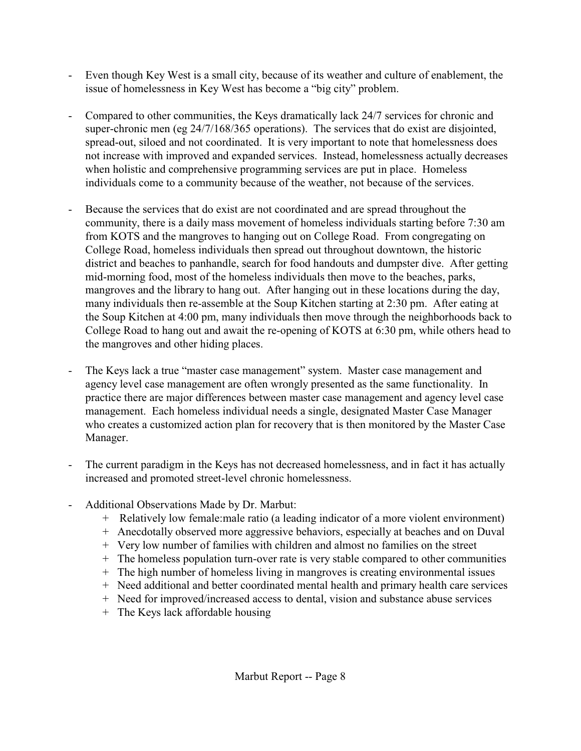- Even though Key West is a small city, because of its weather and culture of enablement, the issue of homelessness in Key West has become a "big city" problem.

- Compared to other communities, the Keys dramatically lack 24/7 services for chronic and super-chronic men (eg 24/7/168/365 operations). The services that do exist are disjointed, spread-out, siloed and not coordinated. It is very important to note that homelessness does not increase with improved and expanded services. Instead, homelessness actually decreases when holistic and comprehensive programming services are put in place. Homeless individuals come to a community because of the weather, not because of the services.

- Because the services that do exist are not coordinated and are spread throughout the community, there is a daily mass movement of homeless individuals starting before 7:30 am from KOTS and the mangroves to hanging out on College Road. From congregating on College Road, homeless individuals then spread out throughout downtown, the historic district and beaches to panhandle, search for food handouts and dumpster dive. After getting mid-morning food, most of the homeless individuals then move to the beaches, parks, mangroves and the library to hang out. After hanging out in these locations during the day, many individuals then re-assemble at the Soup Kitchen starting at 2:30 pm. After eating at the Soup Kitchen at 4:00 pm, many individuals then move through the neighborhoods back to College Road to hang out and await the re-opening of KOTS at 6:30 pm, while others head to the mangroves and other hiding places.

- The Keys lack a true "master case management" system. Master case management and agency level case management are often wrongly presented as the same functionality. In practice there are major differences between master case management and agency level case management. Each homeless individual needs a single, designated Master Case Manager who creates a customized action plan for recovery that is then monitored by the Master Case Manager.

- The current paradigm in the Keys has not decreased homelessness, and in fact it has actually increased and promoted street-level chronic homelessness.

- Additional Observations Made by Dr. Marbut:
  + Relatively low female:male ratio (a leading indicator of a more violent environment)
  + Anecdotally observed more aggressive behaviors, especially at beaches and on Duval
  + Very low number of families with children and almost no families on the street
  + The homeless population turn-over rate is very stable compared to other communities
  + The high number of homeless living in mangroves is creating environmental issues
  + Need additional and better coordinated mental health and primary health care services
  + Need for improved/increased access to dental, vision and substance abuse services
  + The Keys lack affordable housing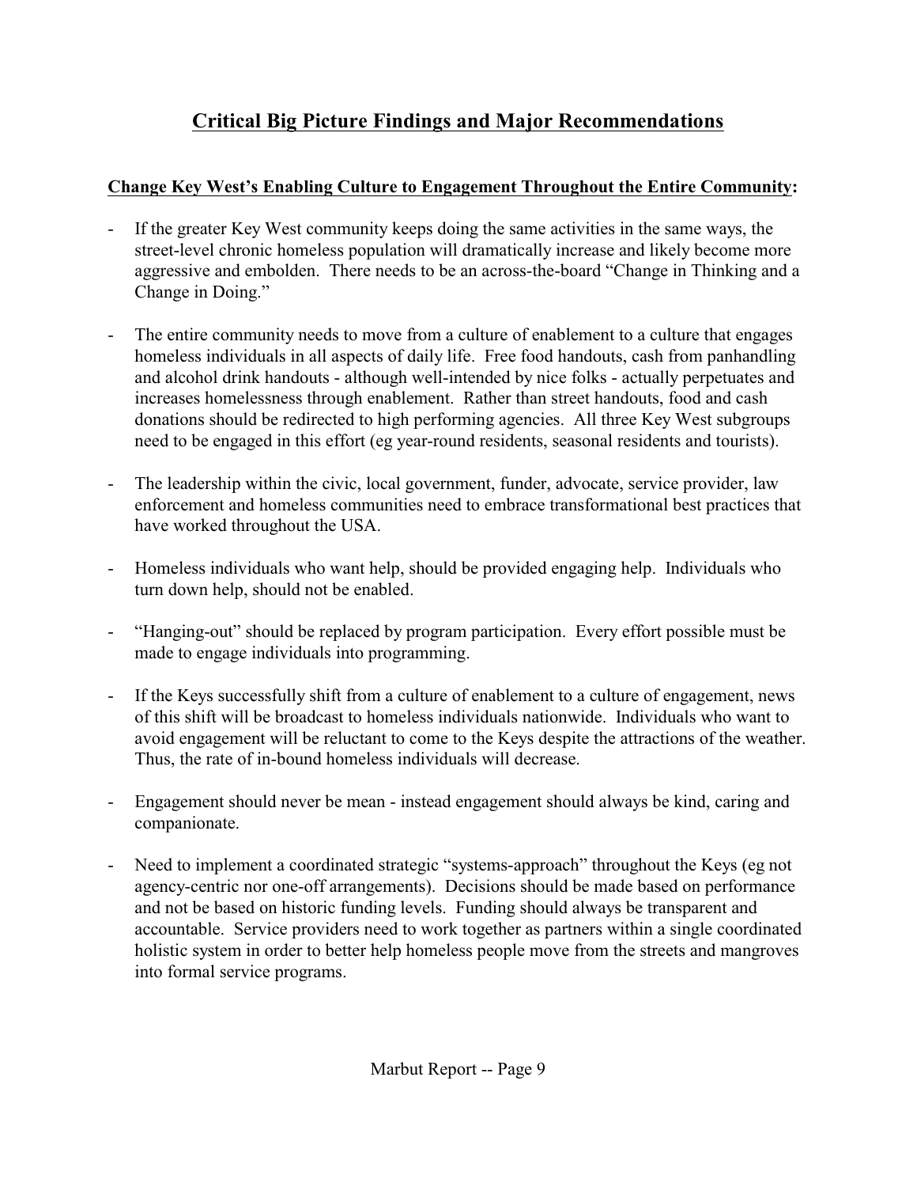# Critical Big Picture Findings and Major Recommendations

**Change Key West's Enabling Culture to Engagement Throughout the Entire Community:**

- If the greater Key West community keeps doing the same activities in the same ways, the street-level chronic homeless population will dramatically increase and likely become more aggressive and embolden. There needs to be an across-the-board "Change in Thinking and a Change in Doing."

- The entire community needs to move from a culture of enablement to a culture that engages homeless individuals in all aspects of daily life. Free food handouts, cash from panhandling and alcohol drink handouts - although well-intended by nice folks - actually perpetuates and increases homelessness through enablement. Rather than street handouts, food and cash donations should be redirected to high performing agencies. All three Key West subgroups need to be engaged in this effort (eg year-round residents, seasonal residents and tourists).

- The leadership within the civic, local government, funder, advocate, service provider, law enforcement and homeless communities need to embrace transformational best practices that have worked throughout the USA.

- Homeless individuals who want help, should be provided engaging help. Individuals who turn down help, should not be enabled.

- "Hanging-out" should be replaced by program participation. Every effort possible must be made to engage individuals into programming.

- If the Keys successfully shift from a culture of enablement to a culture of engagement, news of this shift will be broadcast to homeless individuals nationwide. Individuals who want to avoid engagement will be reluctant to come to the Keys despite the attractions of the weather. Thus, the rate of in-bound homeless individuals will decrease.

- Engagement should never be mean - instead engagement should always be kind, caring and companionate.

- Need to implement a coordinated strategic "systems-approach" throughout the Keys (eg not agency-centric nor one-off arrangements). Decisions should be made based on performance and not be based on historic funding levels. Funding should always be transparent and accountable. Service providers need to work together as partners within a single coordinated holistic system in order to better help homeless people move from the streets and mangroves into formal service programs.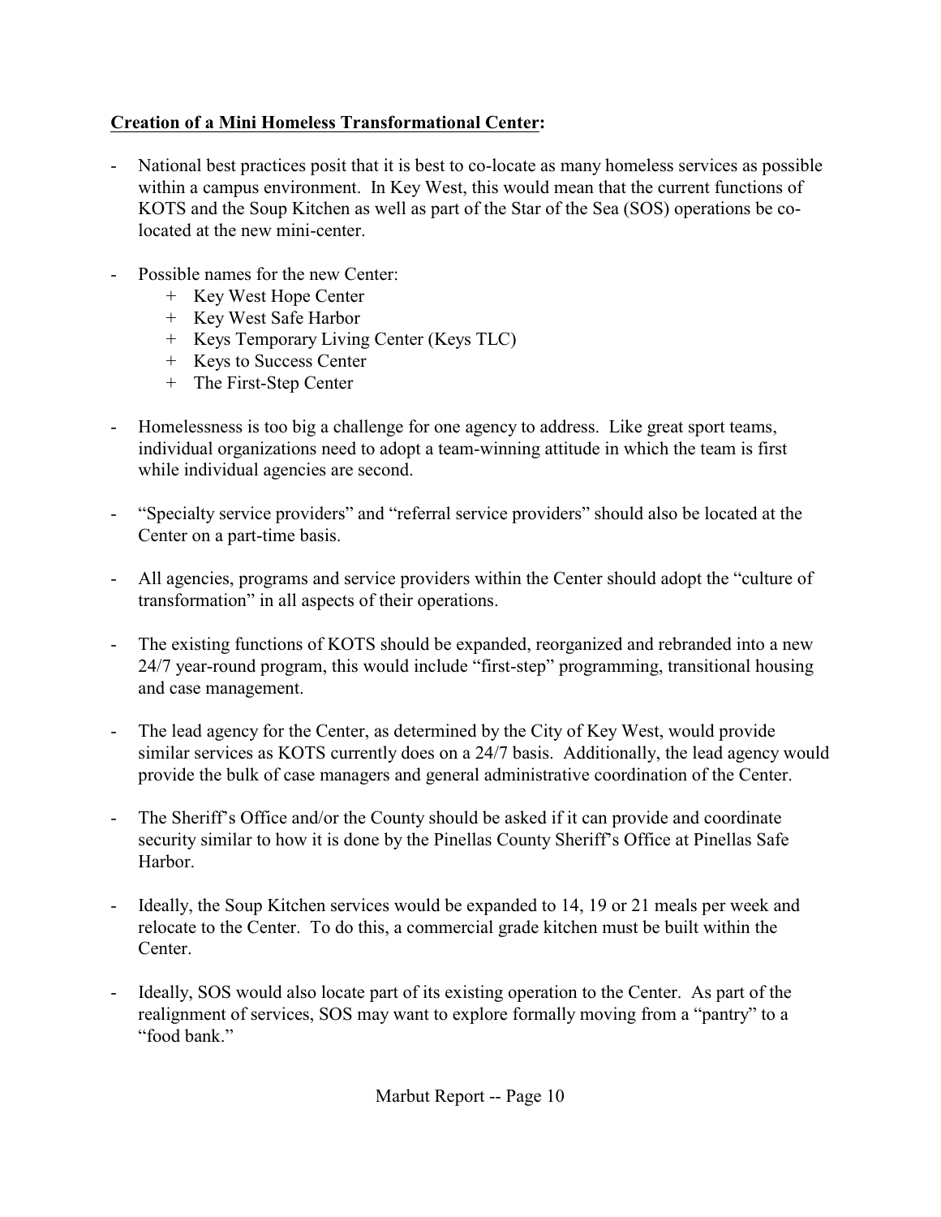**<u>Creation of a Mini Homeless Transformational Center</u>:**

- National best practices posit that it is best to co-locate as many homeless services as possible within a campus environment. In Key West, this would mean that the current functions of KOTS and the Soup Kitchen as well as part of the Star of the Sea (SOS) operations be co-located at the new mini-center.
- Possible names for the new Center:
  + Key West Hope Center
  + Key West Safe Harbor
  + Keys Temporary Living Center (Keys TLC)
  + Keys to Success Center
  + The First-Step Center
- Homelessness is too big a challenge for one agency to address. Like great sport teams, individual organizations need to adopt a team-winning attitude in which the team is first while individual agencies are second.
- "Specialty service providers" and "referral service providers" should also be located at the Center on a part-time basis.
- All agencies, programs and service providers within the Center should adopt the "culture of transformation" in all aspects of their operations.
- The existing functions of KOTS should be expanded, reorganized and rebranded into a new 24/7 year-round program, this would include "first-step" programming, transitional housing and case management.
- The lead agency for the Center, as determined by the City of Key West, would provide similar services as KOTS currently does on a 24/7 basis. Additionally, the lead agency would provide the bulk of case managers and general administrative coordination of the Center.
- The Sheriff's Office and/or the County should be asked if it can provide and coordinate security similar to how it is done by the Pinellas County Sheriff's Office at Pinellas Safe Harbor.
- Ideally, the Soup Kitchen services would be expanded to 14, 19 or 21 meals per week and relocate to the Center. To do this, a commercial grade kitchen must be built within the Center.
- Ideally, SOS would also locate part of its existing operation to the Center. As part of the realignment of services, SOS may want to explore formally moving from a "pantry" to a "food bank."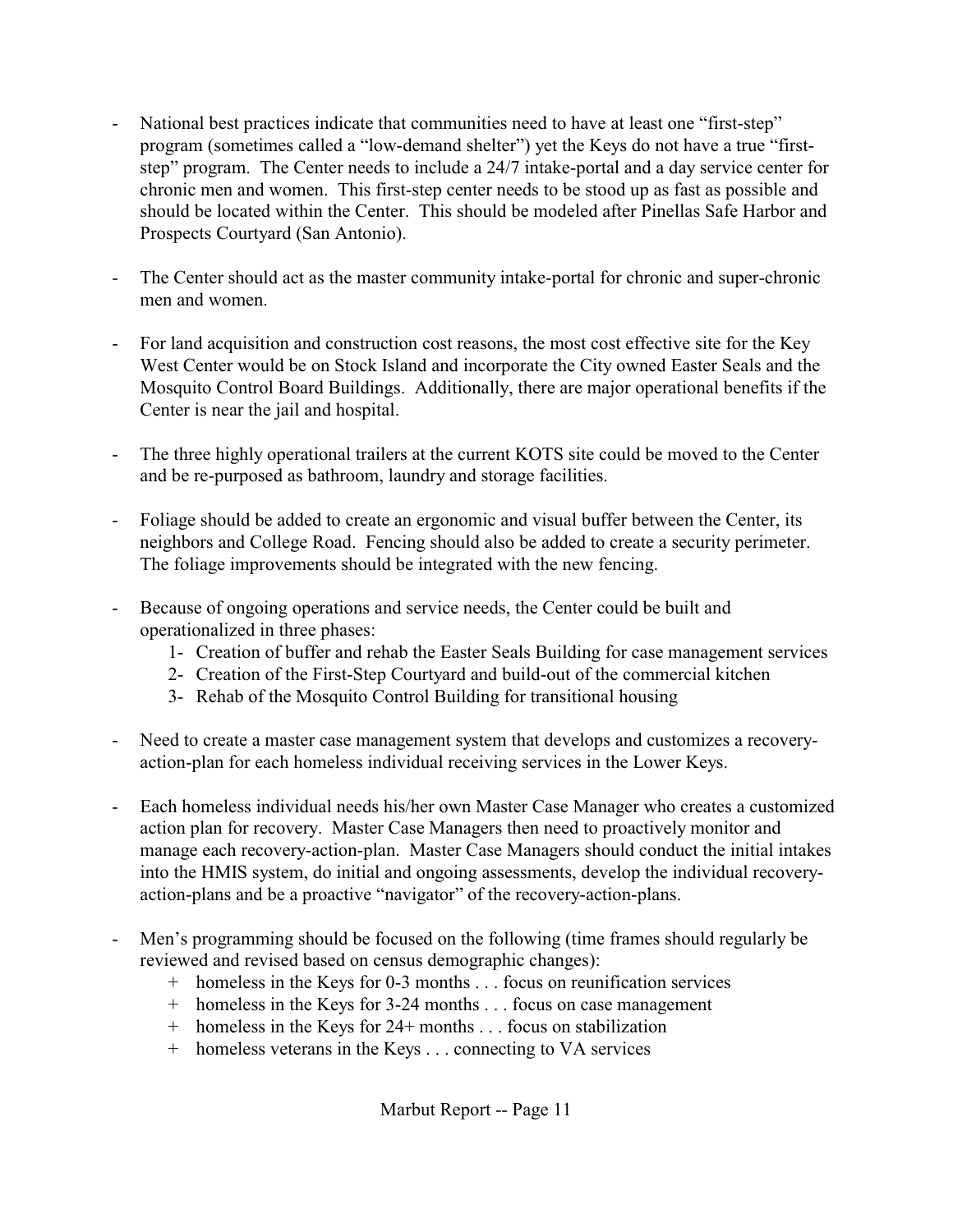- National best practices indicate that communities need to have at least one "first-step" program (sometimes called a "low-demand shelter") yet the Keys do not have a true "first-step" program. The Center needs to include a 24/7 intake-portal and a day service center for chronic men and women. This first-step center needs to be stood up as fast as possible and should be located within the Center. This should be modeled after Pinellas Safe Harbor and Prospects Courtyard (San Antonio).

- The Center should act as the master community intake-portal for chronic and super-chronic men and women.

- For land acquisition and construction cost reasons, the most cost effective site for the Key West Center would be on Stock Island and incorporate the City owned Easter Seals and the Mosquito Control Board Buildings. Additionally, there are major operational benefits if the Center is near the jail and hospital.

- The three highly operational trailers at the current KOTS site could be moved to the Center and be re-purposed as bathroom, laundry and storage facilities.

- Foliage should be added to create an ergonomic and visual buffer between the Center, its neighbors and College Road. Fencing should also be added to create a security perimeter. The foliage improvements should be integrated with the new fencing.

- Because of ongoing operations and service needs, the Center could be built and operationalized in three phases:
    1- Creation of buffer and rehab the Easter Seals Building for case management services
    2- Creation of the First-Step Courtyard and build-out of the commercial kitchen
    3- Rehab of the Mosquito Control Building for transitional housing

- Need to create a master case management system that develops and customizes a recovery-action-plan for each homeless individual receiving services in the Lower Keys.

- Each homeless individual needs his/her own Master Case Manager who creates a customized action plan for recovery. Master Case Managers then need to proactively monitor and manage each recovery-action-plan. Master Case Managers should conduct the initial intakes into the HMIS system, do initial and ongoing assessments, develop the individual recovery-action-plans and be a proactive "navigator" of the recovery-action-plans.

- Men's programming should be focused on the following (time frames should regularly be reviewed and revised based on census demographic changes):
    + homeless in the Keys for 0-3 months . . . focus on reunification services
    + homeless in the Keys for 3-24 months . . . focus on case management
    + homeless in the Keys for 24+ months . . . focus on stabilization
    + homeless veterans in the Keys . . . connecting to VA services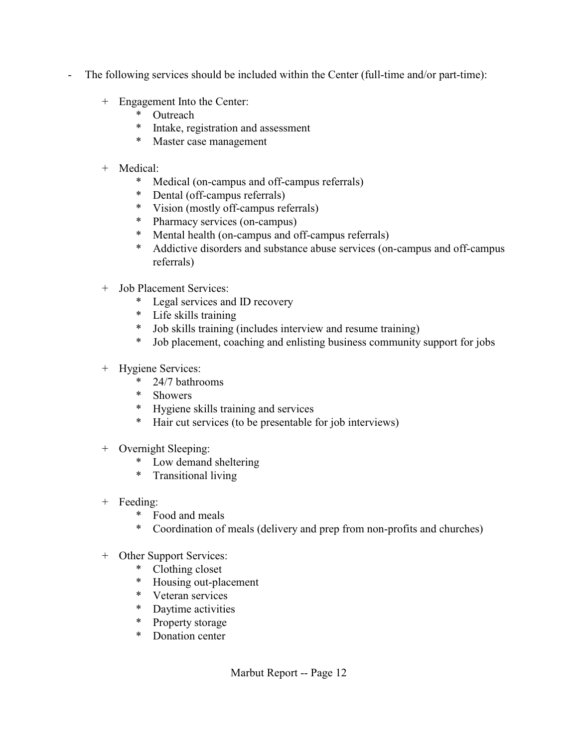- The following services should be included within the Center (full-time and/or part-time):

  + Engagement Into the Center:
    * Outreach
    * Intake, registration and assessment
    * Master case management

  + Medical:
    * Medical (on-campus and off-campus referrals)
    * Dental (off-campus referrals)
    * Vision (mostly off-campus referrals)
    * Pharmacy services (on-campus)
    * Mental health (on-campus and off-campus referrals)
    * Addictive disorders and substance abuse services (on-campus and off-campus referrals)

  + Job Placement Services:
    * Legal services and ID recovery
    * Life skills training
    * Job skills training (includes interview and resume training)
    * Job placement, coaching and enlisting business community support for jobs

  + Hygiene Services:
    * 24/7 bathrooms
    * Showers
    * Hygiene skills training and services
    * Hair cut services (to be presentable for job interviews)

  + Overnight Sleeping:
    * Low demand sheltering
    * Transitional living

  + Feeding:
    * Food and meals
    * Coordination of meals (delivery and prep from non-profits and churches)

  + Other Support Services:
    * Clothing closet
    * Housing out-placement
    * Veteran services
    * Daytime activities
    * Property storage
    * Donation center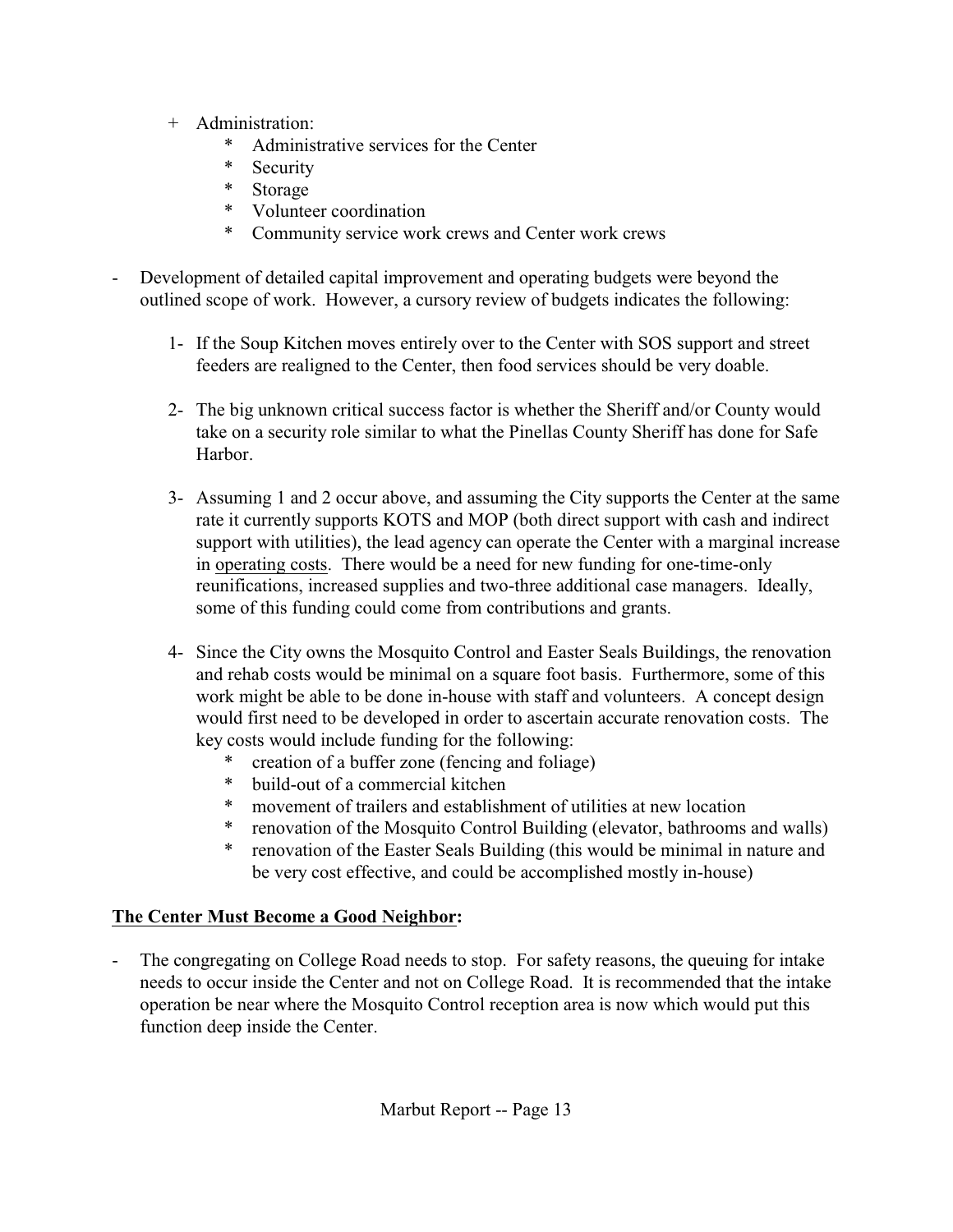+ Administration:
    * Administrative services for the Center
    * Security
    * Storage
    * Volunteer coordination
    * Community service work crews and Center work crews

- Development of detailed capital improvement and operating budgets were beyond the outlined scope of work. However, a cursory review of budgets indicates the following:

    1- If the Soup Kitchen moves entirely over to the Center with SOS support and street feeders are realigned to the Center, then food services should be very doable.

    2- The big unknown critical success factor is whether the Sheriff and/or County would take on a security role similar to what the Pinellas County Sheriff has done for Safe Harbor.

    3- Assuming 1 and 2 occur above, and assuming the City supports the Center at the same rate it currently supports KOTS and MOP (both direct support with cash and indirect support with utilities), the lead agency can operate the Center with a marginal increase in <u>operating costs</u>. There would be a need for new funding for one-time-only reunifications, increased supplies and two-three additional case managers. Ideally, some of this funding could come from contributions and grants.

    4- Since the City owns the Mosquito Control and Easter Seals Buildings, the renovation and rehab costs would be minimal on a square foot basis. Furthermore, some of this work might be able to be done in-house with staff and volunteers. A concept design would first need to be developed in order to ascertain accurate renovation costs. The key costs would include funding for the following:
        * creation of a buffer zone (fencing and foliage)
        * build-out of a commercial kitchen
        * movement of trailers and establishment of utilities at new location
        * renovation of the Mosquito Control Building (elevator, bathrooms and walls)
        * renovation of the Easter Seals Building (this would be minimal in nature and be very cost effective, and could be accomplished mostly in-house)

**<u>The Center Must Become a Good Neighbor</u>:**

- The congregating on College Road needs to stop. For safety reasons, the queuing for intake needs to occur inside the Center and not on College Road. It is recommended that the intake operation be near where the Mosquito Control reception area is now which would put this function deep inside the Center.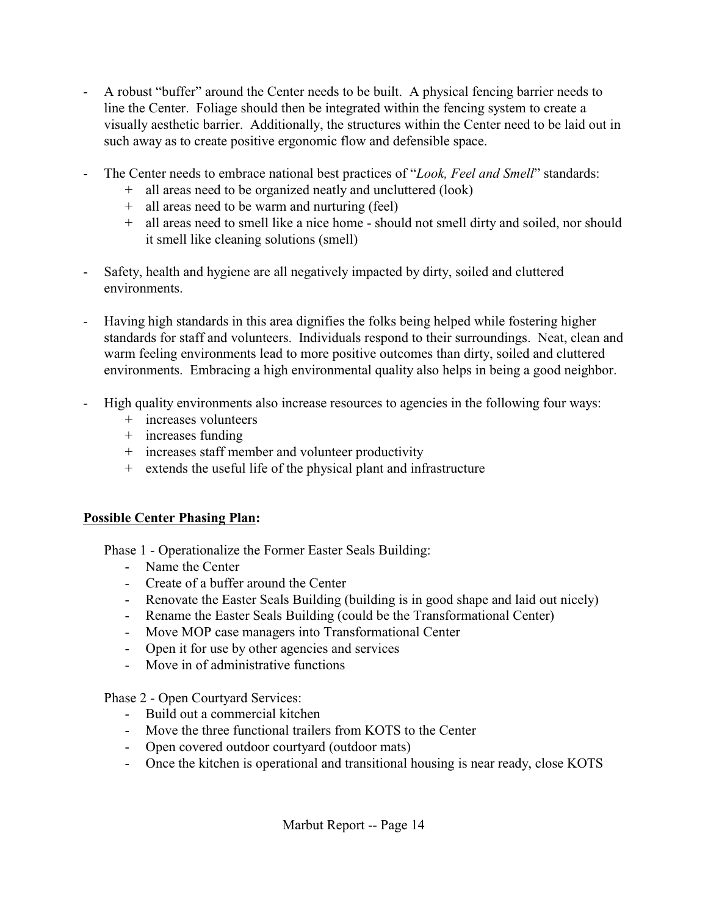- A robust "buffer" around the Center needs to be built. A physical fencing barrier needs to line the Center. Foliage should then be integrated within the fencing system to create a visually aesthetic barrier. Additionally, the structures within the Center need to be laid out in such away as to create positive ergonomic flow and defensible space.

- The Center needs to embrace national best practices of "*Look, Feel and Smell*" standards:
  + all areas need to be organized neatly and uncluttered (look)
  + all areas need to be warm and nurturing (feel)
  + all areas need to smell like a nice home - should not smell dirty and soiled, nor should it smell like cleaning solutions (smell)

- Safety, health and hygiene are all negatively impacted by dirty, soiled and cluttered environments.

- Having high standards in this area dignifies the folks being helped while fostering higher standards for staff and volunteers. Individuals respond to their surroundings. Neat, clean and warm feeling environments lead to more positive outcomes than dirty, soiled and cluttered environments. Embracing a high environmental quality also helps in being a good neighbor.

- High quality environments also increase resources to agencies in the following four ways:
  + increases volunteers
  + increases funding
  + increases staff member and volunteer productivity
  + extends the useful life of the physical plant and infrastructure

**<u>Possible Center Phasing Plan</u>:**

Phase 1 - Operationalize the Former Easter Seals Building:

- Name the Center
- Create of a buffer around the Center
- Renovate the Easter Seals Building (building is in good shape and laid out nicely)
- Rename the Easter Seals Building (could be the Transformational Center)
- Move MOP case managers into Transformational Center
- Open it for use by other agencies and services
- Move in of administrative functions

Phase 2 - Open Courtyard Services:

- Build out a commercial kitchen
- Move the three functional trailers from KOTS to the Center
- Open covered outdoor courtyard (outdoor mats)
- Once the kitchen is operational and transitional housing is near ready, close KOTS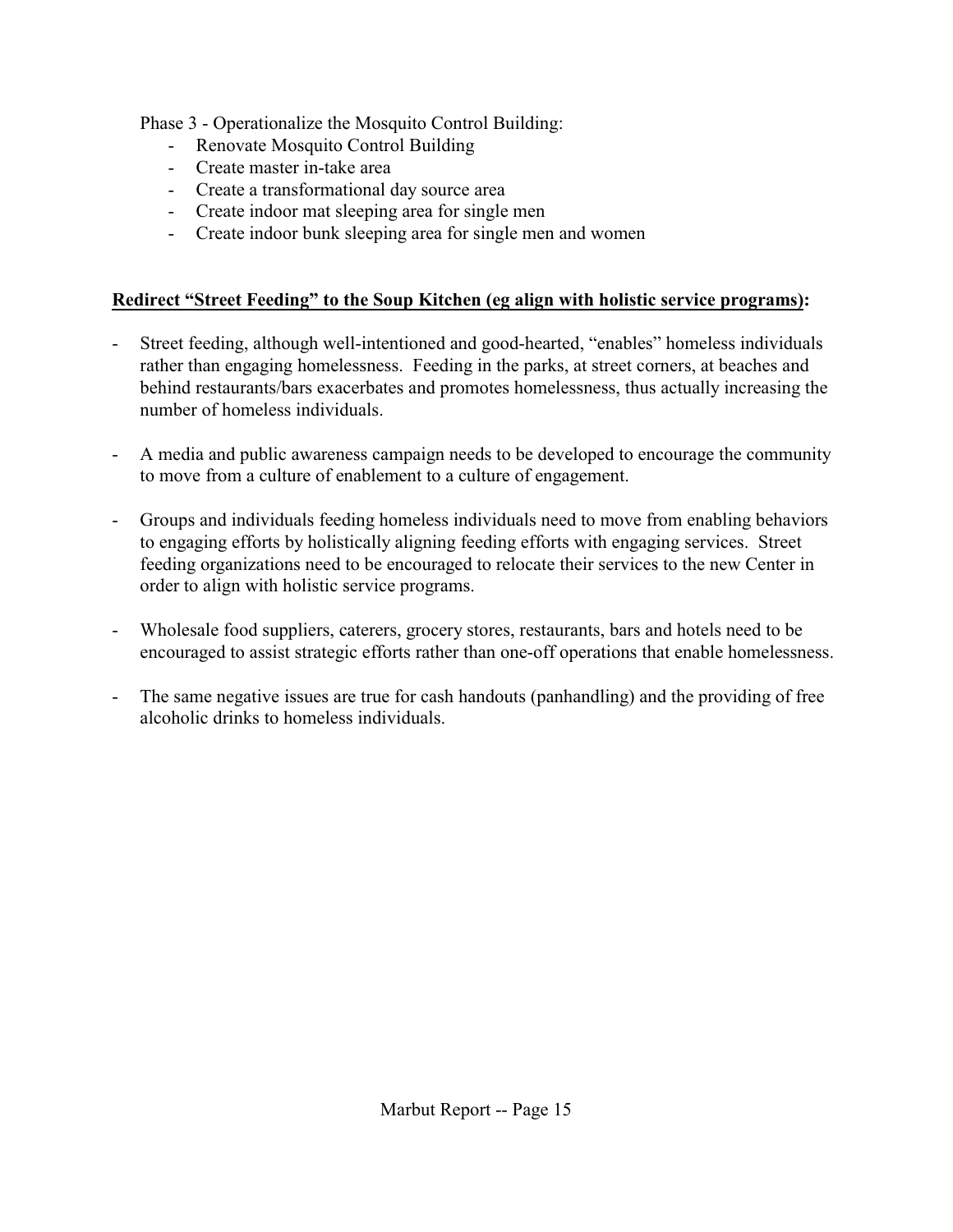Phase 3 - Operationalize the Mosquito Control Building:

- Renovate Mosquito Control Building
- Create master in-take area
- Create a transformational day source area
- Create indoor mat sleeping area for single men
- Create indoor bunk sleeping area for single men and women

**Redirect "Street Feeding" to the Soup Kitchen (eg align with holistic service programs):**

- Street feeding, although well-intentioned and good-hearted, "enables" homeless individuals rather than engaging homelessness. Feeding in the parks, at street corners, at beaches and behind restaurants/bars exacerbates and promotes homelessness, thus actually increasing the number of homeless individuals.

- A media and public awareness campaign needs to be developed to encourage the community to move from a culture of enablement to a culture of engagement.

- Groups and individuals feeding homeless individuals need to move from enabling behaviors to engaging efforts by holistically aligning feeding efforts with engaging services. Street feeding organizations need to be encouraged to relocate their services to the new Center in order to align with holistic service programs.

- Wholesale food suppliers, caterers, grocery stores, restaurants, bars and hotels need to be encouraged to assist strategic efforts rather than one-off operations that enable homelessness.

- The same negative issues are true for cash handouts (panhandling) and the providing of free alcoholic drinks to homeless individuals.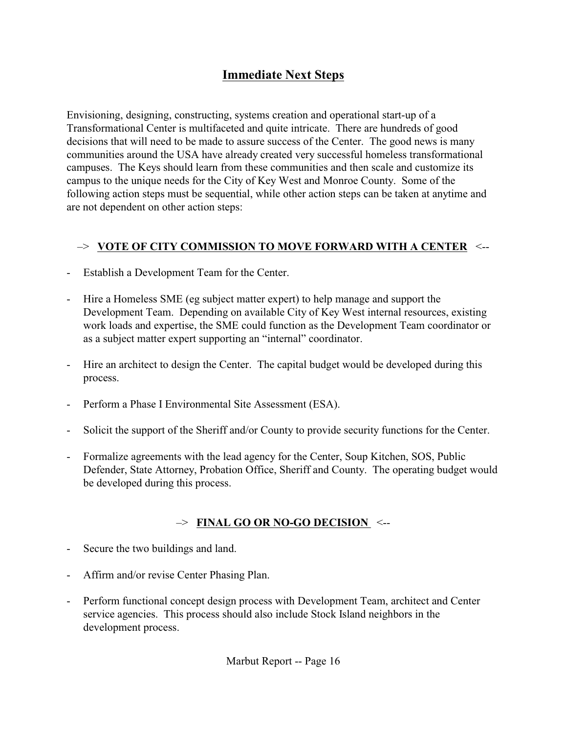## Immediate Next Steps

Envisioning, designing, constructing, systems creation and operational start-up of a Transformational Center is multifaceted and quite intricate. There are hundreds of good decisions that will need to be made to assure success of the Center. The good news is many communities around the USA have already created very successful homeless transformational campuses. The Keys should learn from these communities and then scale and customize its campus to the unique needs for the City of Key West and Monroe County. Some of the following action steps must be sequential, while other action steps can be taken at anytime and are not dependent on other action steps:

–> **VOTE OF CITY COMMISSION TO MOVE FORWARD WITH A CENTER** <--

- Establish a Development Team for the Center.
- Hire a Homeless SME (eg subject matter expert) to help manage and support the Development Team. Depending on available City of Key West internal resources, existing work loads and expertise, the SME could function as the Development Team coordinator or as a subject matter expert supporting an "internal" coordinator.
- Hire an architect to design the Center. The capital budget would be developed during this process.
- Perform a Phase I Environmental Site Assessment (ESA).
- Solicit the support of the Sheriff and/or County to provide security functions for the Center.
- Formalize agreements with the lead agency for the Center, Soup Kitchen, SOS, Public Defender, State Attorney, Probation Office, Sheriff and County. The operating budget would be developed during this process.

–> **FINAL GO OR NO-GO DECISION** <--

- Secure the two buildings and land.
- Affirm and/or revise Center Phasing Plan.
- Perform functional concept design process with Development Team, architect and Center service agencies. This process should also include Stock Island neighbors in the development process.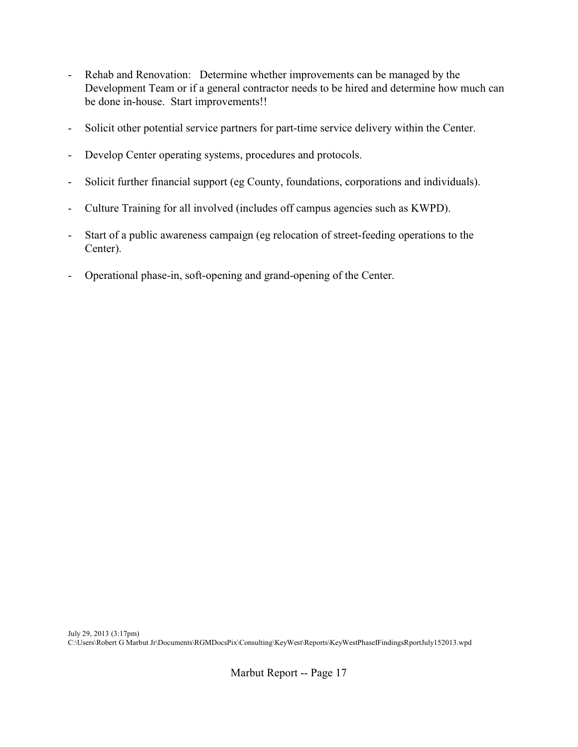- Rehab and Renovation: Determine whether improvements can be managed by the Development Team or if a general contractor needs to be hired and determine how much can be done in-house. Start improvements!!

- Solicit other potential service partners for part-time service delivery within the Center.

- Develop Center operating systems, procedures and protocols.

- Solicit further financial support (eg County, foundations, corporations and individuals).

- Culture Training for all involved (includes off campus agencies such as KWPD).

- Start of a public awareness campaign (eg relocation of street-feeding operations to the Center).

- Operational phase-in, soft-opening and grand-opening of the Center.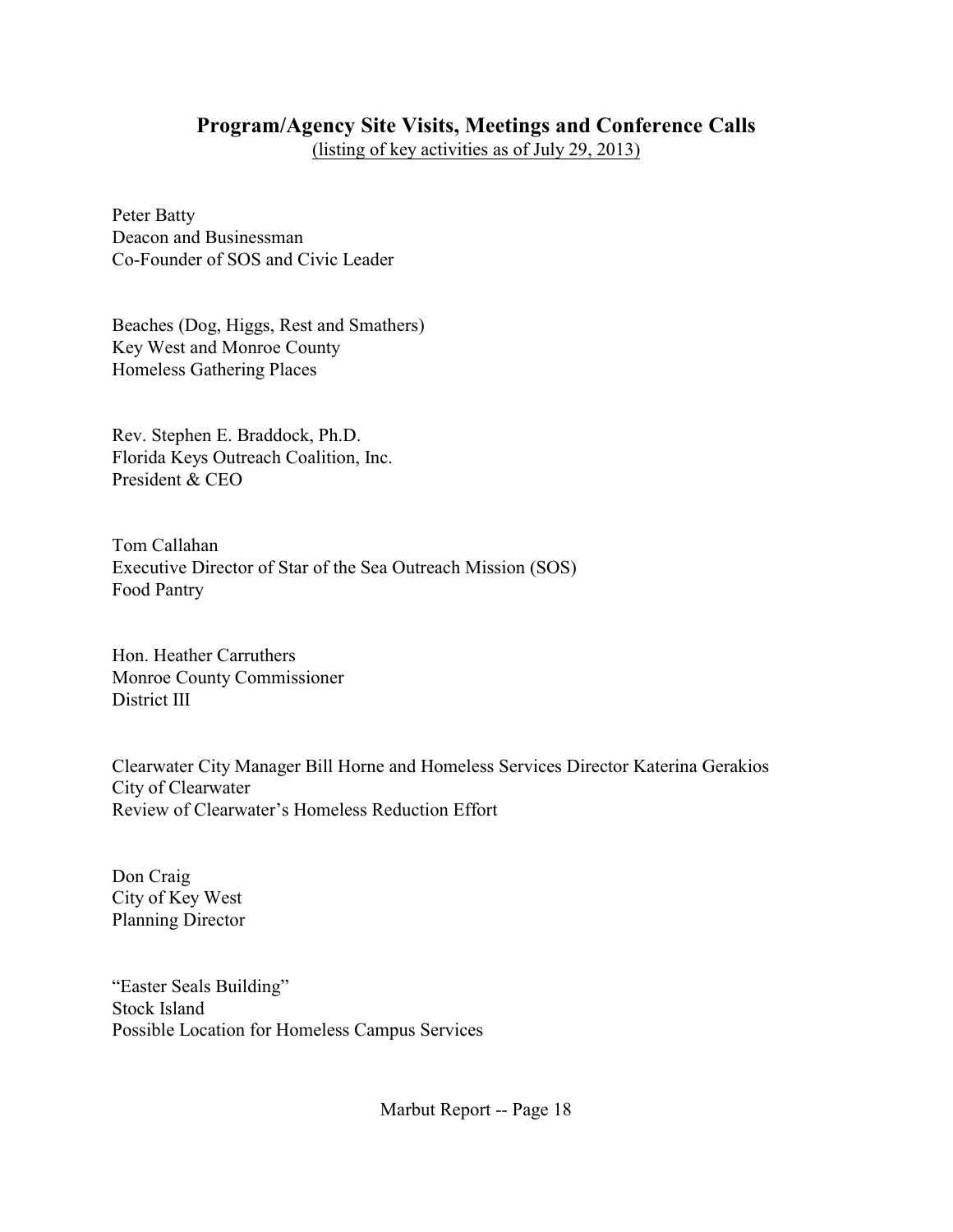## Program/Agency Site Visits, Meetings and Conference Calls

<u>(listing of key activities as of July 29, 2013)</u>

Peter Batty
Deacon and Businessman
Co-Founder of SOS and Civic Leader

Beaches (Dog, Higgs, Rest and Smathers)
Key West and Monroe County
Homeless Gathering Places

Rev. Stephen E. Braddock, Ph.D.
Florida Keys Outreach Coalition, Inc.
President & CEO

Tom Callahan
Executive Director of Star of the Sea Outreach Mission (SOS)
Food Pantry

Hon. Heather Carruthers
Monroe County Commissioner
District III

Clearwater City Manager Bill Horne and Homeless Services Director Katerina Gerakios
City of Clearwater
Review of Clearwater's Homeless Reduction Effort

Don Craig
City of Key West
Planning Director

"Easter Seals Building"
Stock Island
Possible Location for Homeless Campus Services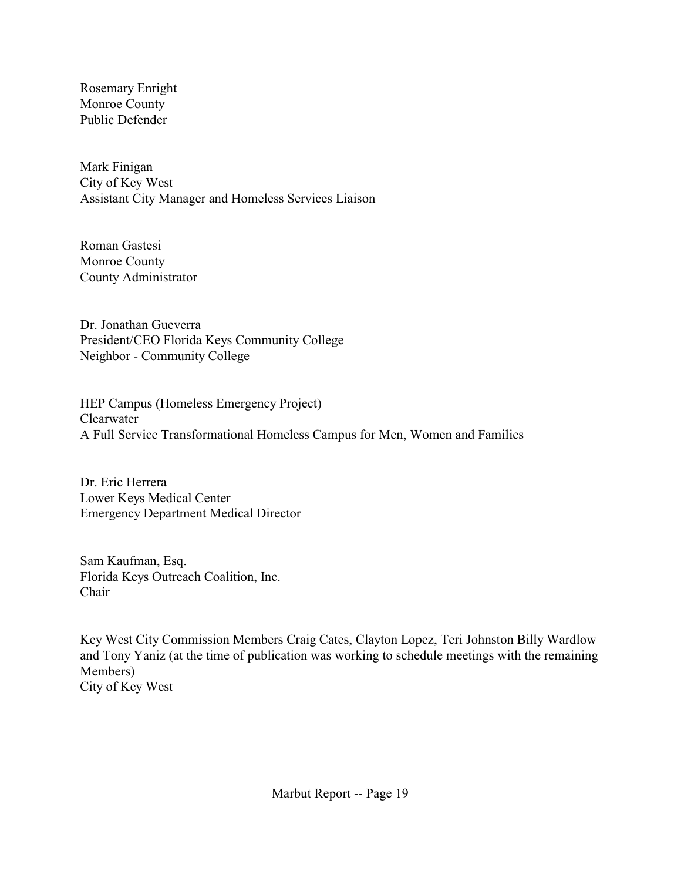Rosemary Enright
Monroe County
Public Defender

Mark Finigan
City of Key West
Assistant City Manager and Homeless Services Liaison

Roman Gastesi
Monroe County
County Administrator

Dr. Jonathan Gueverra
President/CEO Florida Keys Community College
Neighbor - Community College

HEP Campus (Homeless Emergency Project)
Clearwater
A Full Service Transformational Homeless Campus for Men, Women and Families

Dr. Eric Herrera
Lower Keys Medical Center
Emergency Department Medical Director

Sam Kaufman, Esq.
Florida Keys Outreach Coalition, Inc.
Chair

Key West City Commission Members Craig Cates, Clayton Lopez, Teri Johnston Billy Wardlow and Tony Yaniz (at the time of publication was working to schedule meetings with the remaining Members)
City of Key West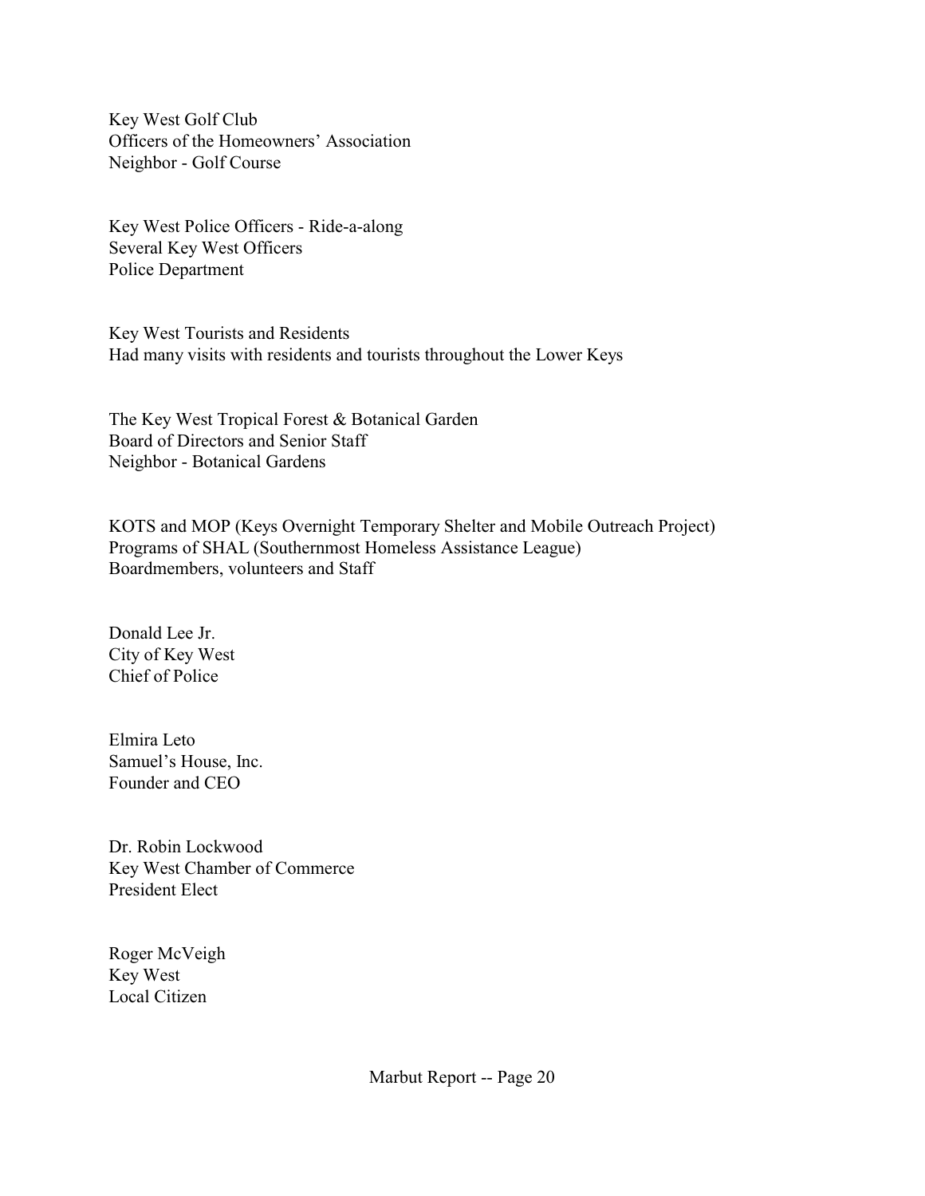Key West Golf Club
Officers of the Homeowners' Association
Neighbor - Golf Course

Key West Police Officers - Ride-a-along
Several Key West Officers
Police Department

Key West Tourists and Residents
Had many visits with residents and tourists throughout the Lower Keys

The Key West Tropical Forest & Botanical Garden
Board of Directors and Senior Staff
Neighbor - Botanical Gardens

KOTS and MOP (Keys Overnight Temporary Shelter and Mobile Outreach Project)
Programs of SHAL (Southernmost Homeless Assistance League)
Boardmembers, volunteers and Staff

Donald Lee Jr.
City of Key West
Chief of Police

Elmira Leto
Samuel's House, Inc.
Founder and CEO

Dr. Robin Lockwood
Key West Chamber of Commerce
President Elect

Roger McVeigh
Key West
Local Citizen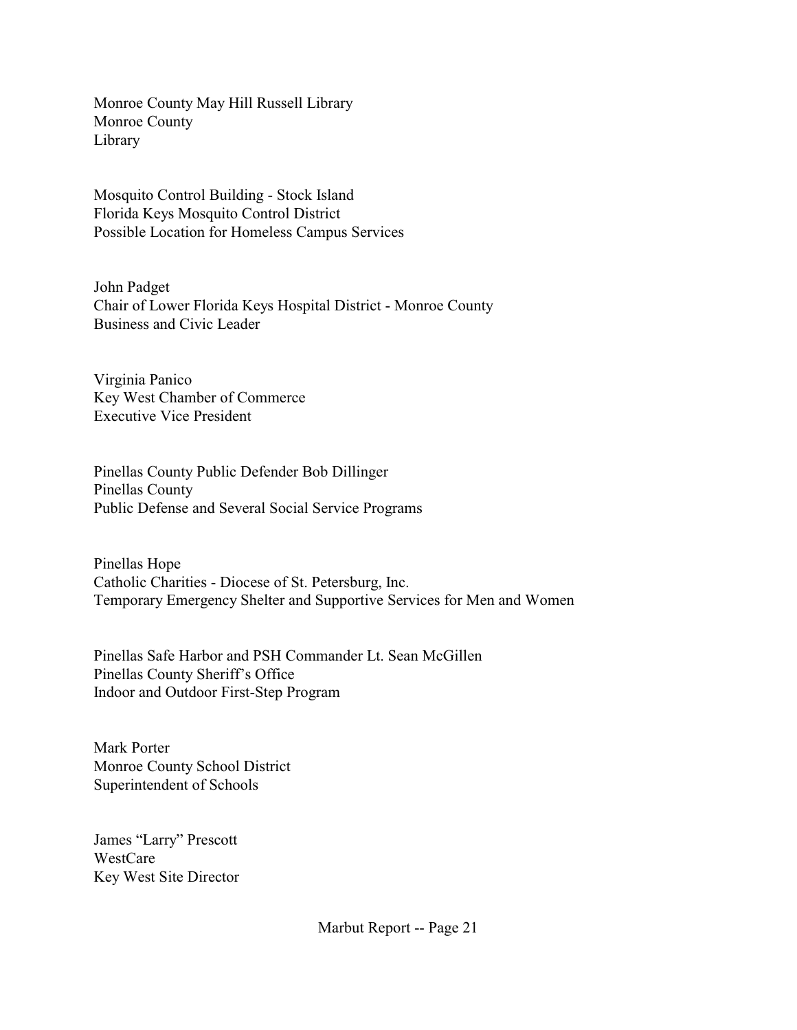Monroe County May Hill Russell Library
Monroe County
Library

Mosquito Control Building - Stock Island
Florida Keys Mosquito Control District
Possible Location for Homeless Campus Services

John Padget
Chair of Lower Florida Keys Hospital District - Monroe County
Business and Civic Leader

Virginia Panico
Key West Chamber of Commerce
Executive Vice President

Pinellas County Public Defender Bob Dillinger
Pinellas County
Public Defense and Several Social Service Programs

Pinellas Hope
Catholic Charities - Diocese of St. Petersburg, Inc.
Temporary Emergency Shelter and Supportive Services for Men and Women

Pinellas Safe Harbor and PSH Commander Lt. Sean McGillen
Pinellas County Sheriff's Office
Indoor and Outdoor First-Step Program

Mark Porter
Monroe County School District
Superintendent of Schools

James "Larry" Prescott
WestCare
Key West Site Director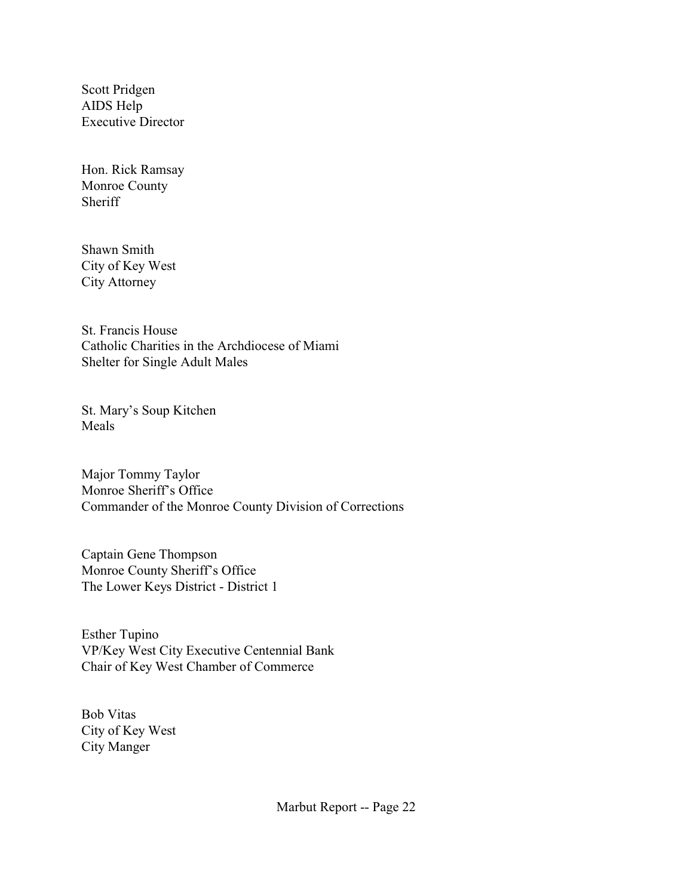Scott Pridgen  
AIDS Help  
Executive Director

Hon. Rick Ramsay  
Monroe County  
Sheriff

Shawn Smith  
City of Key West  
City Attorney

St. Francis House  
Catholic Charities in the Archdiocese of Miami  
Shelter for Single Adult Males

St. Mary's Soup Kitchen  
Meals

Major Tommy Taylor  
Monroe Sheriff's Office  
Commander of the Monroe County Division of Corrections

Captain Gene Thompson  
Monroe County Sheriff's Office  
The Lower Keys District - District 1

Esther Tupino  
VP/Key West City Executive Centennial Bank  
Chair of Key West Chamber of Commerce

Bob Vitas  
City of Key West  
City Manger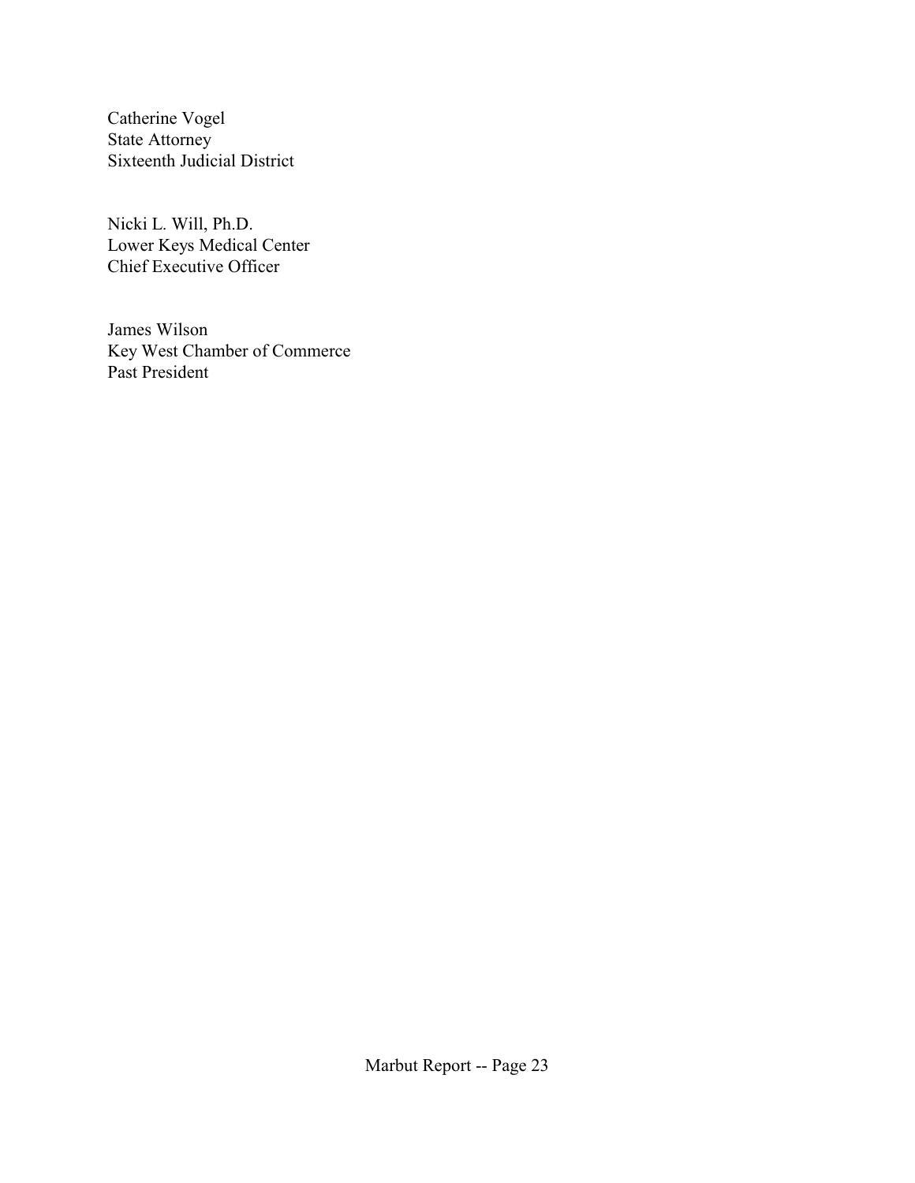Catherine Vogel
State Attorney
Sixteenth Judicial District

Nicki L. Will, Ph.D.
Lower Keys Medical Center
Chief Executive Officer

James Wilson
Key West Chamber of Commerce
Past President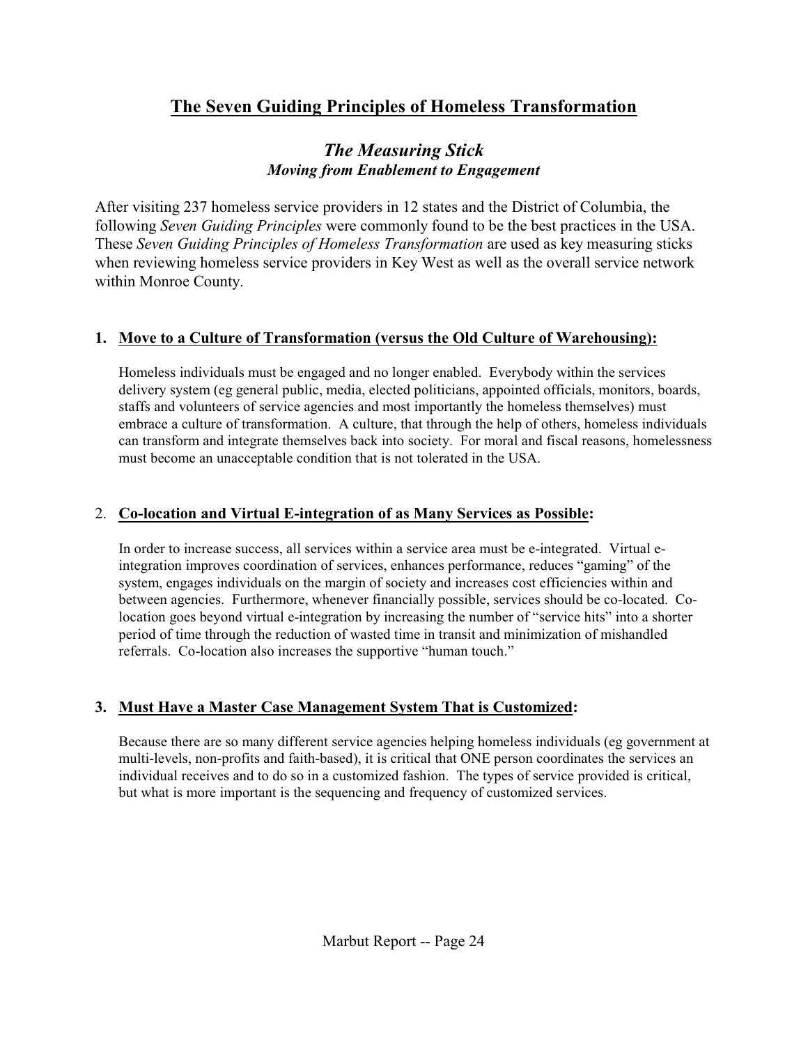# The Seven Guiding Principles of Homeless Transformation

## *The Measuring Stick*

### *Moving from Enablement to Engagement*

After visiting 237 homeless service providers in 12 states and the District of Columbia, the following *Seven Guiding Principles* were commonly found to be the best practices in the USA. These *Seven Guiding Principles of Homeless Transformation* are used as key measuring sticks when reviewing homeless service providers in Key West as well as the overall service network within Monroe County.

1. **Move to a Culture of Transformation (versus the Old Culture of Warehousing):**

   Homeless individuals must be engaged and no longer enabled. Everybody within the services delivery system (eg general public, media, elected politicians, appointed officials, monitors, boards, staffs and volunteers of service agencies and most importantly the homeless themselves) must embrace a culture of transformation. A culture, that through the help of others, homeless individuals can transform and integrate themselves back into society. For moral and fiscal reasons, homelessness must become an unacceptable condition that is not tolerated in the USA.

2. **Co-location and Virtual E-integration of as Many Services as Possible:**

   In order to increase success, all services within a service area must be e-integrated. Virtual e-integration improves coordination of services, enhances performance, reduces "gaming" of the system, engages individuals on the margin of society and increases cost efficiencies within and between agencies. Furthermore, whenever financially possible, services should be co-located. Co-location goes beyond virtual e-integration by increasing the number of "service hits" into a shorter period of time through the reduction of wasted time in transit and minimization of mishandled referrals. Co-location also increases the supportive "human touch."

3. **Must Have a Master Case Management System That is Customized:**

   Because there are so many different service agencies helping homeless individuals (eg government at multi-levels, non-profits and faith-based), it is critical that ONE person coordinates the services an individual receives and to do so in a customized fashion. The types of service provided is critical, but what is more important is the sequencing and frequency of customized services.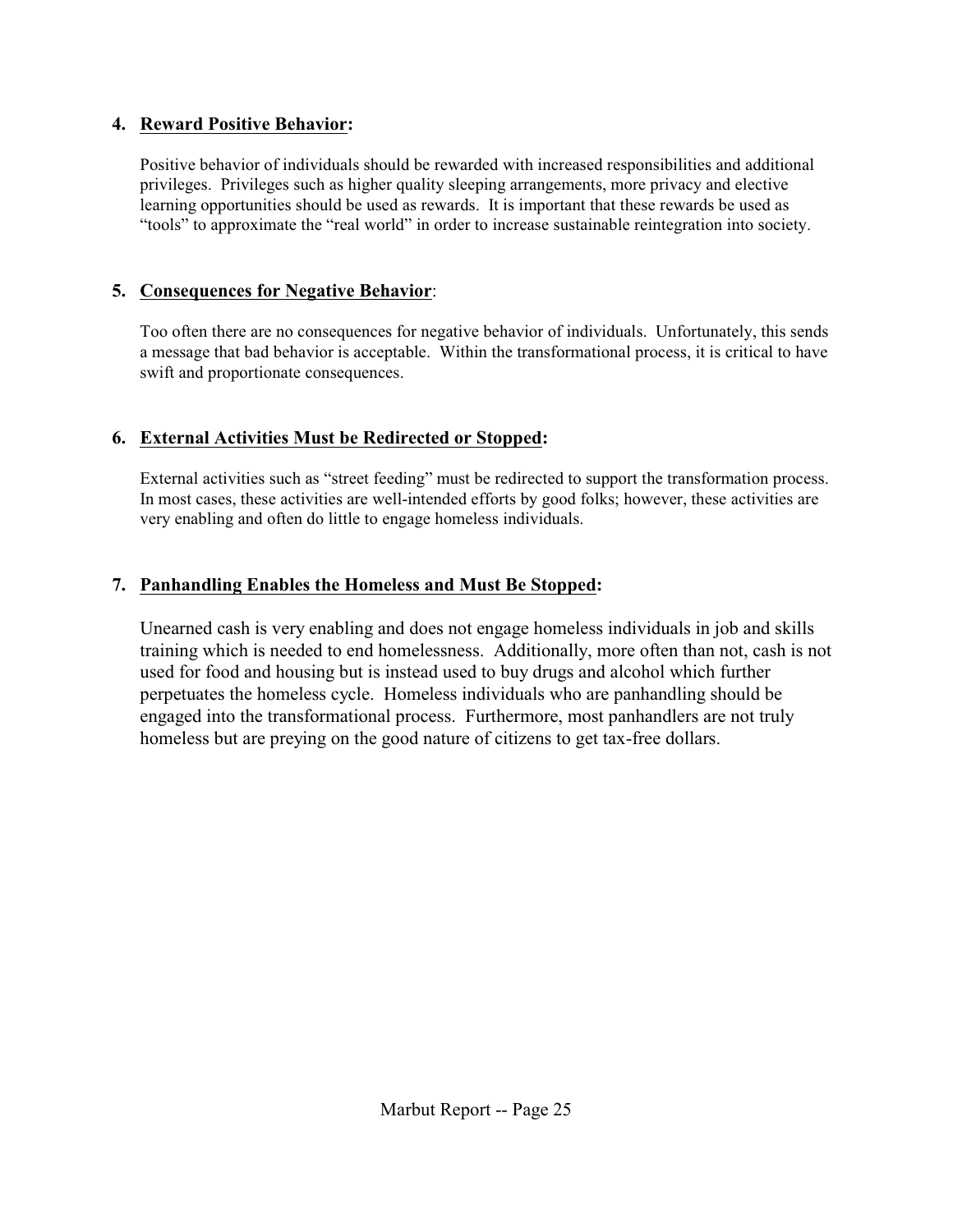4. **Reward Positive Behavior:**

   Positive behavior of individuals should be rewarded with increased responsibilities and additional privileges. Privileges such as higher quality sleeping arrangements, more privacy and elective learning opportunities should be used as rewards. It is important that these rewards be used as "tools" to approximate the "real world" in order to increase sustainable reintegration into society.

5. **Consequences for Negative Behavior:**

   Too often there are no consequences for negative behavior of individuals. Unfortunately, this sends a message that bad behavior is acceptable. Within the transformational process, it is critical to have swift and proportionate consequences.

6. **External Activities Must be Redirected or Stopped:**

   External activities such as "street feeding" must be redirected to support the transformation process. In most cases, these activities are well-intended efforts by good folks; however, these activities are very enabling and often do little to engage homeless individuals.

7. **Panhandling Enables the Homeless and Must Be Stopped:**

   Unearned cash is very enabling and does not engage homeless individuals in job and skills training which is needed to end homelessness. Additionally, more often than not, cash is not used for food and housing but is instead used to buy drugs and alcohol which further perpetuates the homeless cycle. Homeless individuals who are panhandling should be engaged into the transformational process. Furthermore, most panhandlers are not truly homeless but are preying on the good nature of citizens to get tax-free dollars.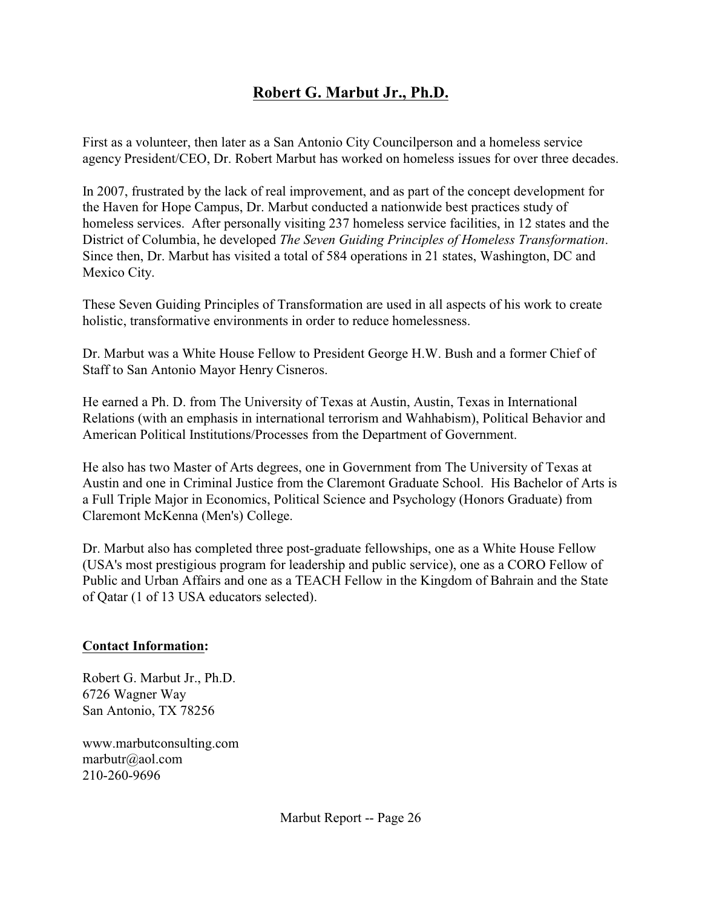# Robert G. Marbut Jr., Ph.D.

First as a volunteer, then later as a San Antonio City Councilperson and a homeless service agency President/CEO, Dr. Robert Marbut has worked on homeless issues for over three decades.

In 2007, frustrated by the lack of real improvement, and as part of the concept development for the Haven for Hope Campus, Dr. Marbut conducted a nationwide best practices study of homeless services. After personally visiting 237 homeless service facilities, in 12 states and the District of Columbia, he developed *The Seven Guiding Principles of Homeless Transformation*. Since then, Dr. Marbut has visited a total of 584 operations in 21 states, Washington, DC and Mexico City.

These Seven Guiding Principles of Transformation are used in all aspects of his work to create holistic, transformative environments in order to reduce homelessness.

Dr. Marbut was a White House Fellow to President George H.W. Bush and a former Chief of Staff to San Antonio Mayor Henry Cisneros.

He earned a Ph. D. from The University of Texas at Austin, Austin, Texas in International Relations (with an emphasis in international terrorism and Wahhabism), Political Behavior and American Political Institutions/Processes from the Department of Government.

He also has two Master of Arts degrees, one in Government from The University of Texas at Austin and one in Criminal Justice from the Claremont Graduate School. His Bachelor of Arts is a Full Triple Major in Economics, Political Science and Psychology (Honors Graduate) from Claremont McKenna (Men's) College.

Dr. Marbut also has completed three post-graduate fellowships, one as a White House Fellow (USA's most prestigious program for leadership and public service), one as a CORO Fellow of Public and Urban Affairs and one as a TEACH Fellow in the Kingdom of Bahrain and the State of Qatar (1 of 13 USA educators selected).

**Contact Information:**

Robert G. Marbut Jr., Ph.D.
6726 Wagner Way
San Antonio, TX 78256

www.marbutconsulting.com
marbutr@aol.com
210-260-9696